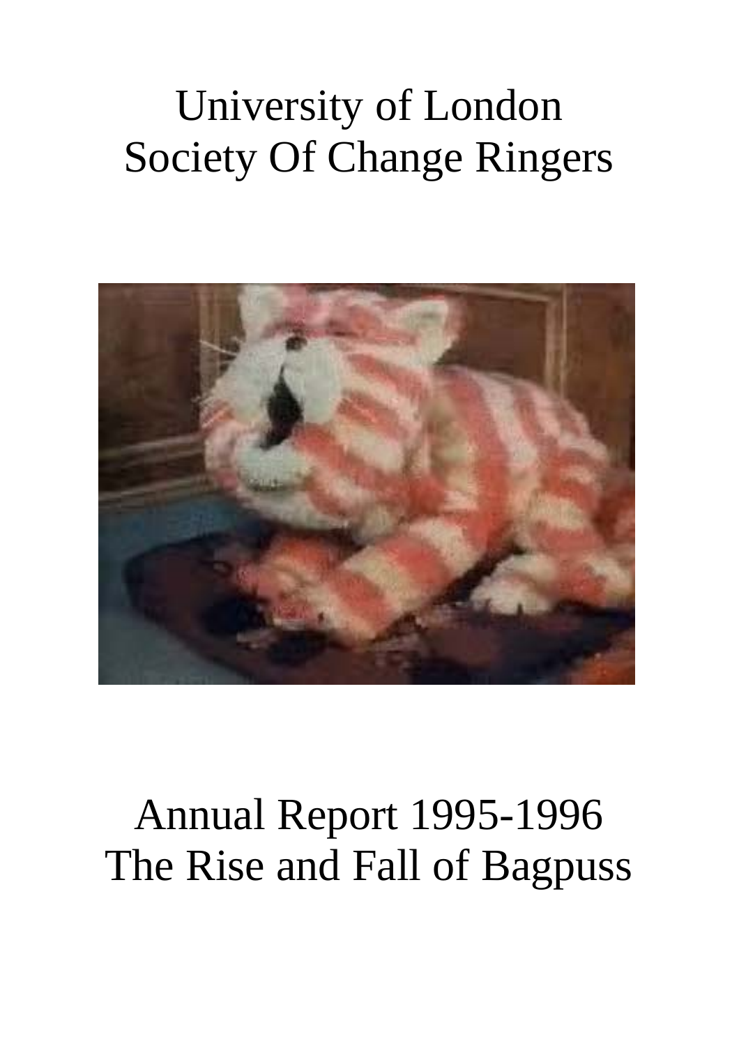# University of London
# Society Of Change Ringers

# Annual Report 1995-1996
# The Rise and Fall of Bagpuss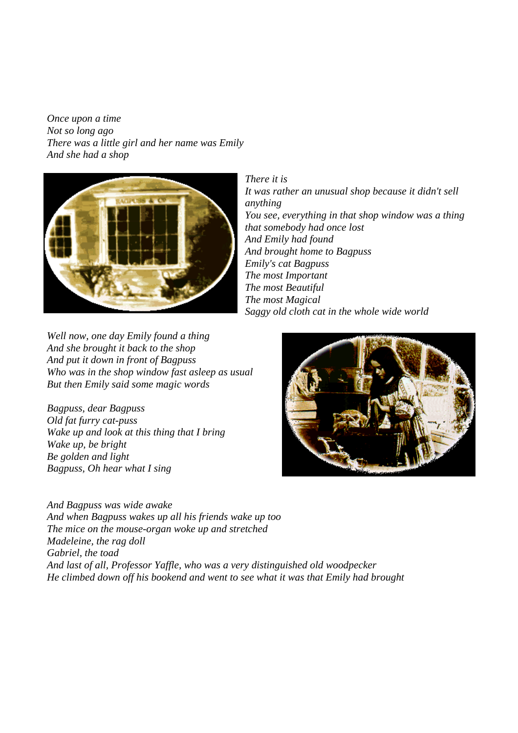*Once upon a time*
*Not so long ago*
*There was a little girl and her name was Emily*
*And she had a shop*

*There it is*
*It was rather an unusual shop because it didn't sell anything*
*You see, everything in that shop window was a thing that somebody had once lost*
*And Emily had found*
*And brought home to Bagpuss*
*Emily's cat Bagpuss*
*The most Important*
*The most Beautiful*
*The most Magical*
*Saggy old cloth cat in the whole wide world*

*Well now, one day Emily found a thing*
*And she brought it back to the shop*
*And put it down in front of Bagpuss*
*Who was in the shop window fast asleep as usual*
*But then Emily said some magic words*

*Bagpuss, dear Bagpuss*
*Old fat furry cat-puss*
*Wake up and look at this thing that I bring*
*Wake up, be bright*
*Be golden and light*
*Bagpuss, Oh hear what I sing*

*And Bagpuss was wide awake*
*And when Bagpuss wakes up all his friends wake up too*
*The mice on the mouse-organ woke up and stretched*
*Madeleine, the rag doll*
*Gabriel, the toad*
*And last of all, Professor Yaffle, who was a very distinguished old woodpecker*
*He climbed down off his bookend and went to see what it was that Emily had brought*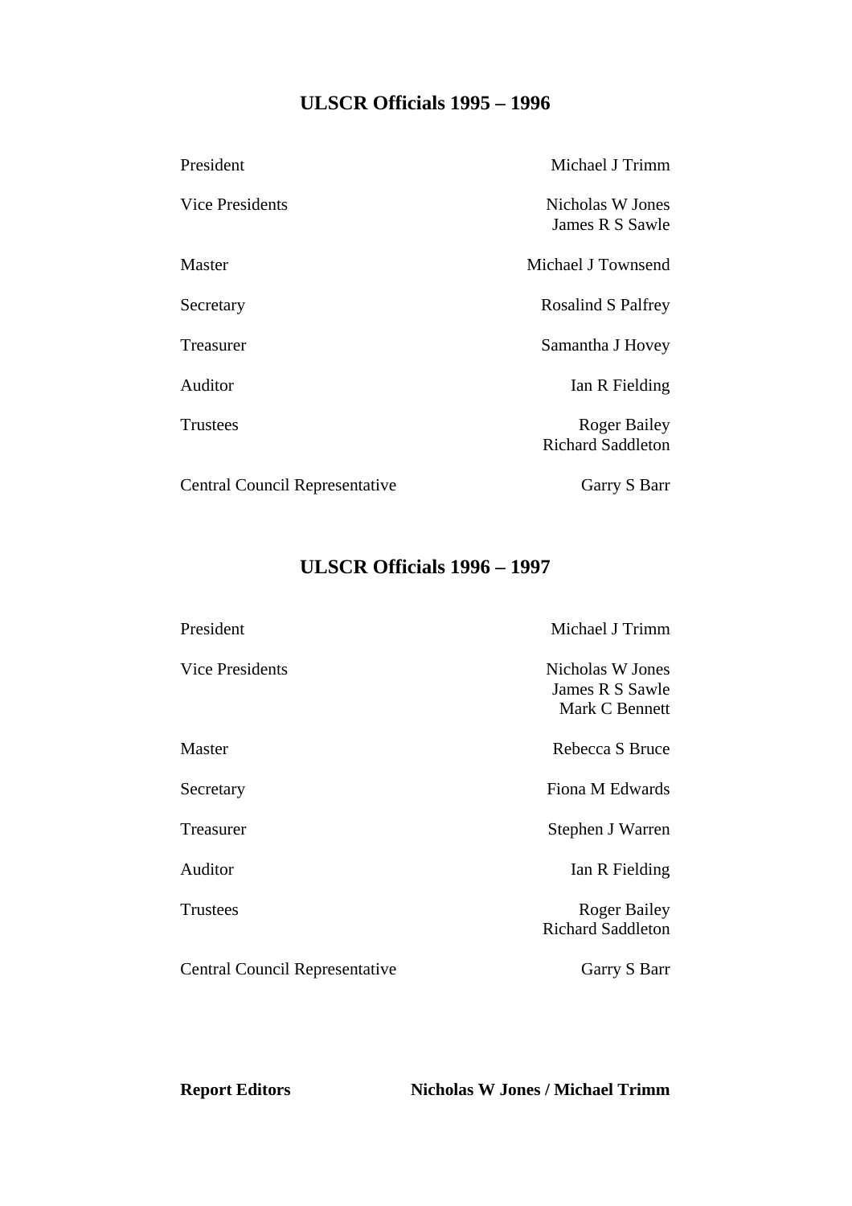## ULSCR Officials 1995 – 1996

| | |
|---|---|
| President | Michael J Trimm |
| Vice Presidents | Nicholas W Jones<br>James R S Sawle |
| Master | Michael J Townsend |
| Secretary | Rosalind S Palfrey |
| Treasurer | Samantha J Hovey |
| Auditor | Ian R Fielding |
| Trustees | Roger Bailey<br>Richard Saddleton |
| Central Council Representative | Garry S Barr |

## ULSCR Officials 1996 – 1997

| | |
|---|---|
| President | Michael J Trimm |
| Vice Presidents | Nicholas W Jones<br>James R S Sawle<br>Mark C Bennett |
| Master | Rebecca S Bruce |
| Secretary | Fiona M Edwards |
| Treasurer | Stephen J Warren |
| Auditor | Ian R Fielding |
| Trustees | Roger Bailey<br>Richard Saddleton |
| Central Council Representative | Garry S Barr |

**Report Editors** **Nicholas W Jones / Michael Trimm**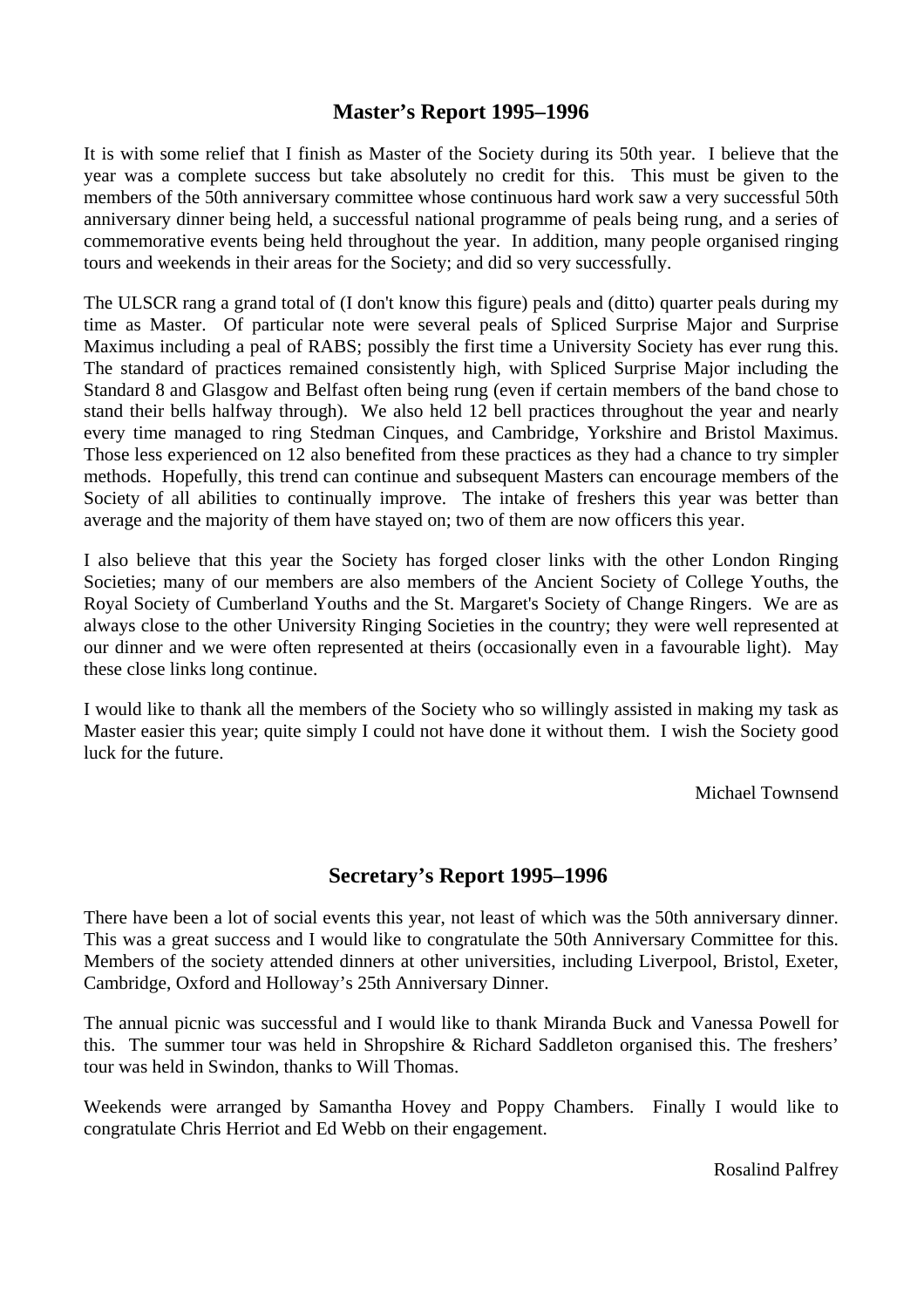## Master's Report 1995–1996

It is with some relief that I finish as Master of the Society during its 50th year. I believe that the year was a complete success but take absolutely no credit for this. This must be given to the members of the 50th anniversary committee whose continuous hard work saw a very successful 50th anniversary dinner being held, a successful national programme of peals being rung, and a series of commemorative events being held throughout the year. In addition, many people organised ringing tours and weekends in their areas for the Society; and did so very successfully.

The ULSCR rang a grand total of (I don't know this figure) peals and (ditto) quarter peals during my time as Master. Of particular note were several peals of Spliced Surprise Major and Surprise Maximus including a peal of RABS; possibly the first time a University Society has ever rung this. The standard of practices remained consistently high, with Spliced Surprise Major including the Standard 8 and Glasgow and Belfast often being rung (even if certain members of the band chose to stand their bells halfway through). We also held 12 bell practices throughout the year and nearly every time managed to ring Stedman Cinques, and Cambridge, Yorkshire and Bristol Maximus. Those less experienced on 12 also benefited from these practices as they had a chance to try simpler methods. Hopefully, this trend can continue and subsequent Masters can encourage members of the Society of all abilities to continually improve. The intake of freshers this year was better than average and the majority of them have stayed on; two of them are now officers this year.

I also believe that this year the Society has forged closer links with the other London Ringing Societies; many of our members are also members of the Ancient Society of College Youths, the Royal Society of Cumberland Youths and the St. Margaret's Society of Change Ringers. We are as always close to the other University Ringing Societies in the country; they were well represented at our dinner and we were often represented at theirs (occasionally even in a favourable light). May these close links long continue.

I would like to thank all the members of the Society who so willingly assisted in making my task as Master easier this year; quite simply I could not have done it without them. I wish the Society good luck for the future.

Michael Townsend

## Secretary's Report 1995–1996

There have been a lot of social events this year, not least of which was the 50th anniversary dinner. This was a great success and I would like to congratulate the 50th Anniversary Committee for this. Members of the society attended dinners at other universities, including Liverpool, Bristol, Exeter, Cambridge, Oxford and Holloway's 25th Anniversary Dinner.

The annual picnic was successful and I would like to thank Miranda Buck and Vanessa Powell for this. The summer tour was held in Shropshire & Richard Saddleton organised this. The freshers' tour was held in Swindon, thanks to Will Thomas.

Weekends were arranged by Samantha Hovey and Poppy Chambers. Finally I would like to congratulate Chris Herriot and Ed Webb on their engagement.

Rosalind Palfrey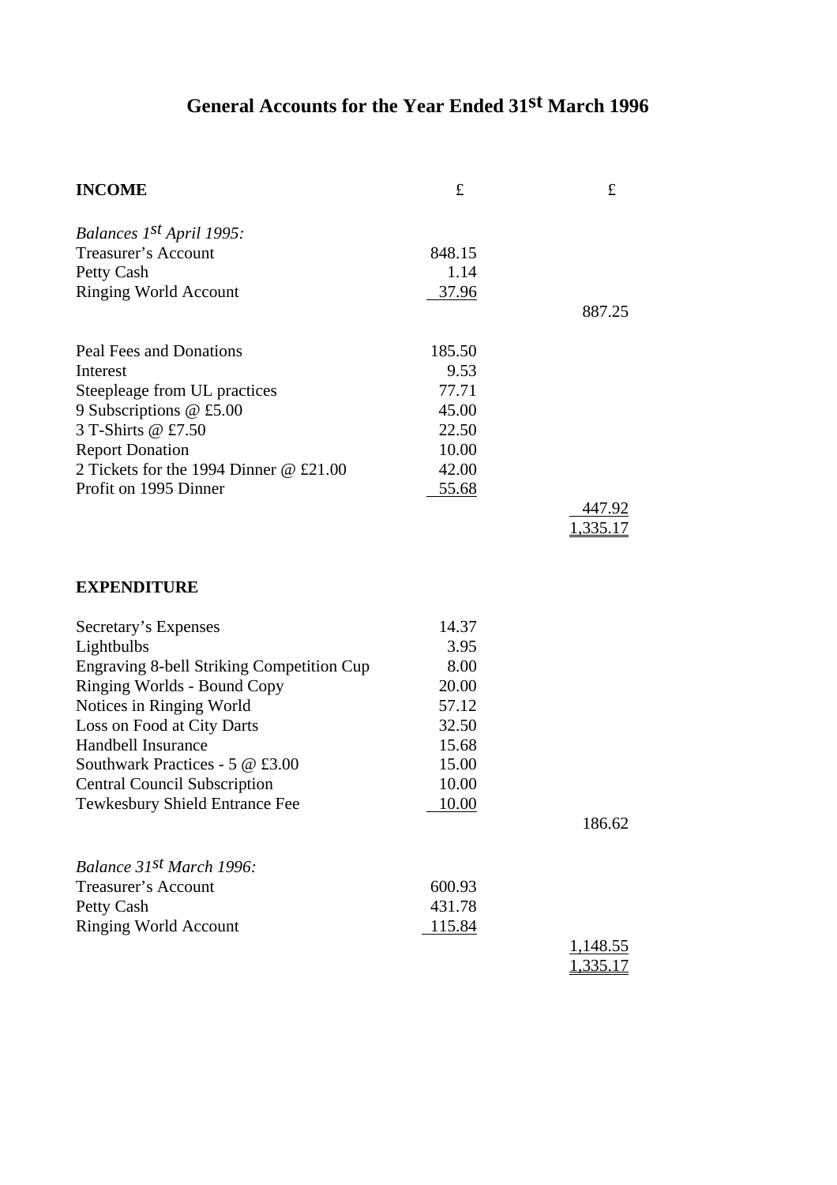# General Accounts for the Year Ended 31st March 1996

| **INCOME** | £ | £ |
|---|---|---|
| *Balances 1st April 1995:* | | |
| Treasurer's Account | 848.15 | |
| Petty Cash | 1.14 | |
| Ringing World Account | 37.96 | |
| | | 887.25 |
| Peal Fees and Donations | 185.50 | |
| Interest | 9.53 | |
| Steepleage from UL practices | 77.71 | |
| 9 Subscriptions @ £5.00 | 45.00 | |
| 3 T-Shirts @ £7.50 | 22.50 | |
| Report Donation | 10.00 | |
| 2 Tickets for the 1994 Dinner @ £21.00 | 42.00 | |
| Profit on 1995 Dinner | 55.68 | |
| | | 447.92 |
| | | 1,335.17 |

| **EXPENDITURE** | | |
|---|---|---|
| Secretary's Expenses | 14.37 | |
| Lightbulbs | 3.95 | |
| Engraving 8-bell Striking Competition Cup | 8.00 | |
| Ringing Worlds - Bound Copy | 20.00 | |
| Notices in Ringing World | 57.12 | |
| Loss on Food at City Darts | 32.50 | |
| Handbell Insurance | 15.68 | |
| Southwark Practices - 5 @ £3.00 | 15.00 | |
| Central Council Subscription | 10.00 | |
| Tewkesbury Shield Entrance Fee | 10.00 | |
| | | 186.62 |
| *Balance 31st March 1996:* | | |
| Treasurer's Account | 600.93 | |
| Petty Cash | 431.78 | |
| Ringing World Account | 115.84 | |
| | | 1,148.55 |
| | | 1,335.17 |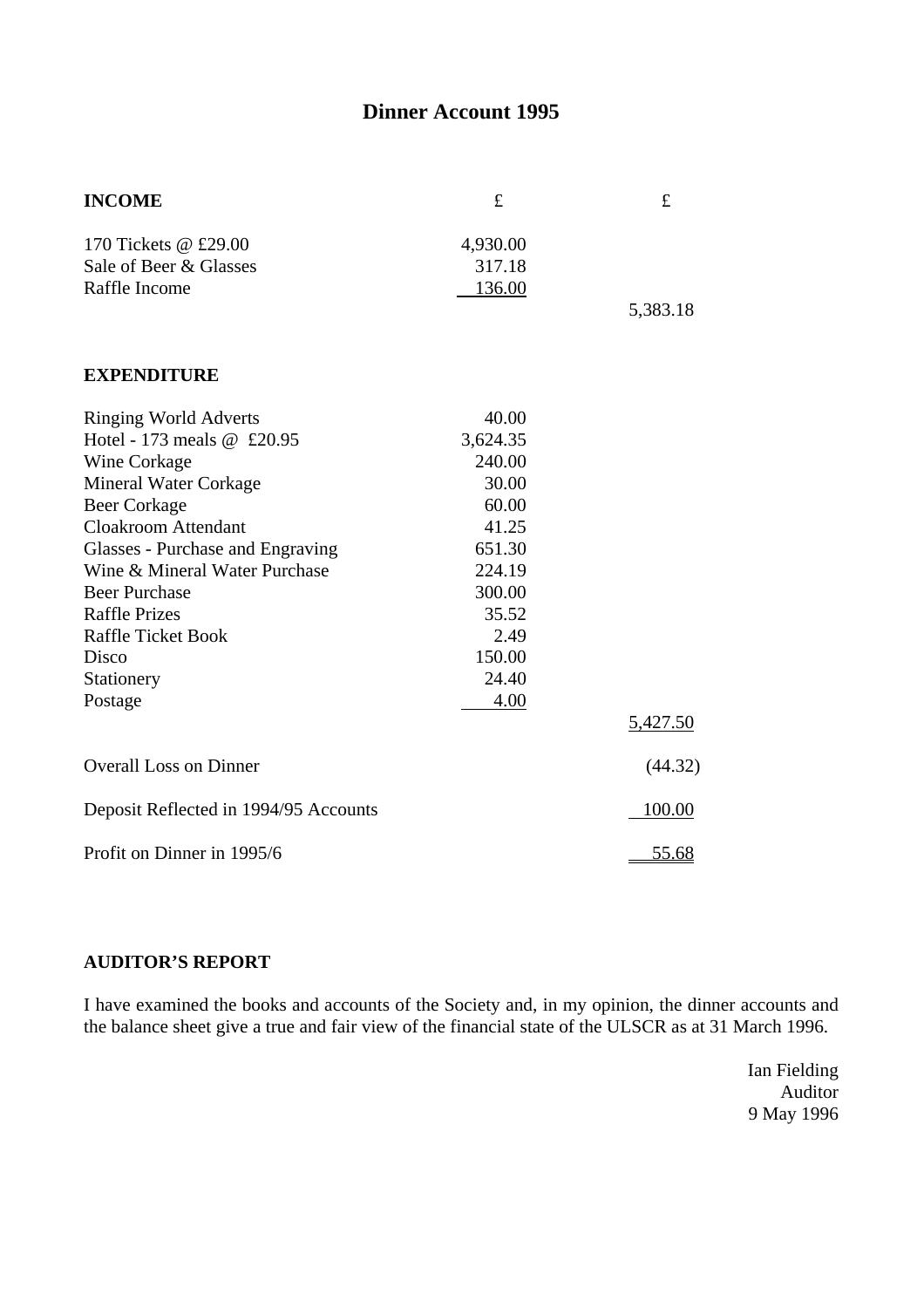# Dinner Account 1995

| **INCOME** | £ | £ |
|---|---|---|
| 170 Tickets @ £29.00 | 4,930.00 | |
| Sale of Beer & Glasses | 317.18 | |
| Raffle Income | 136.00 | |
| | | 5,383.18 |
| **EXPENDITURE** | | |
| Ringing World Adverts | 40.00 | |
| Hotel - 173 meals @ £20.95 | 3,624.35 | |
| Wine Corkage | 240.00 | |
| Mineral Water Corkage | 30.00 | |
| Beer Corkage | 60.00 | |
| Cloakroom Attendant | 41.25 | |
| Glasses - Purchase and Engraving | 651.30 | |
| Wine & Mineral Water Purchase | 224.19 | |
| Beer Purchase | 300.00 | |
| Raffle Prizes | 35.52 | |
| Raffle Ticket Book | 2.49 | |
| Disco | 150.00 | |
| Stationery | 24.40 | |
| Postage | 4.00 | |
| | | 5,427.50 |
| Overall Loss on Dinner | | (44.32) |
| Deposit Reflected in 1994/95 Accounts | | 100.00 |
| Profit on Dinner in 1995/6 | | 55.68 |

**AUDITOR'S REPORT**

I have examined the books and accounts of the Society and, in my opinion, the dinner accounts and the balance sheet give a true and fair view of the financial state of the ULSCR as at 31 March 1996.

Ian Fielding
Auditor
9 May 1996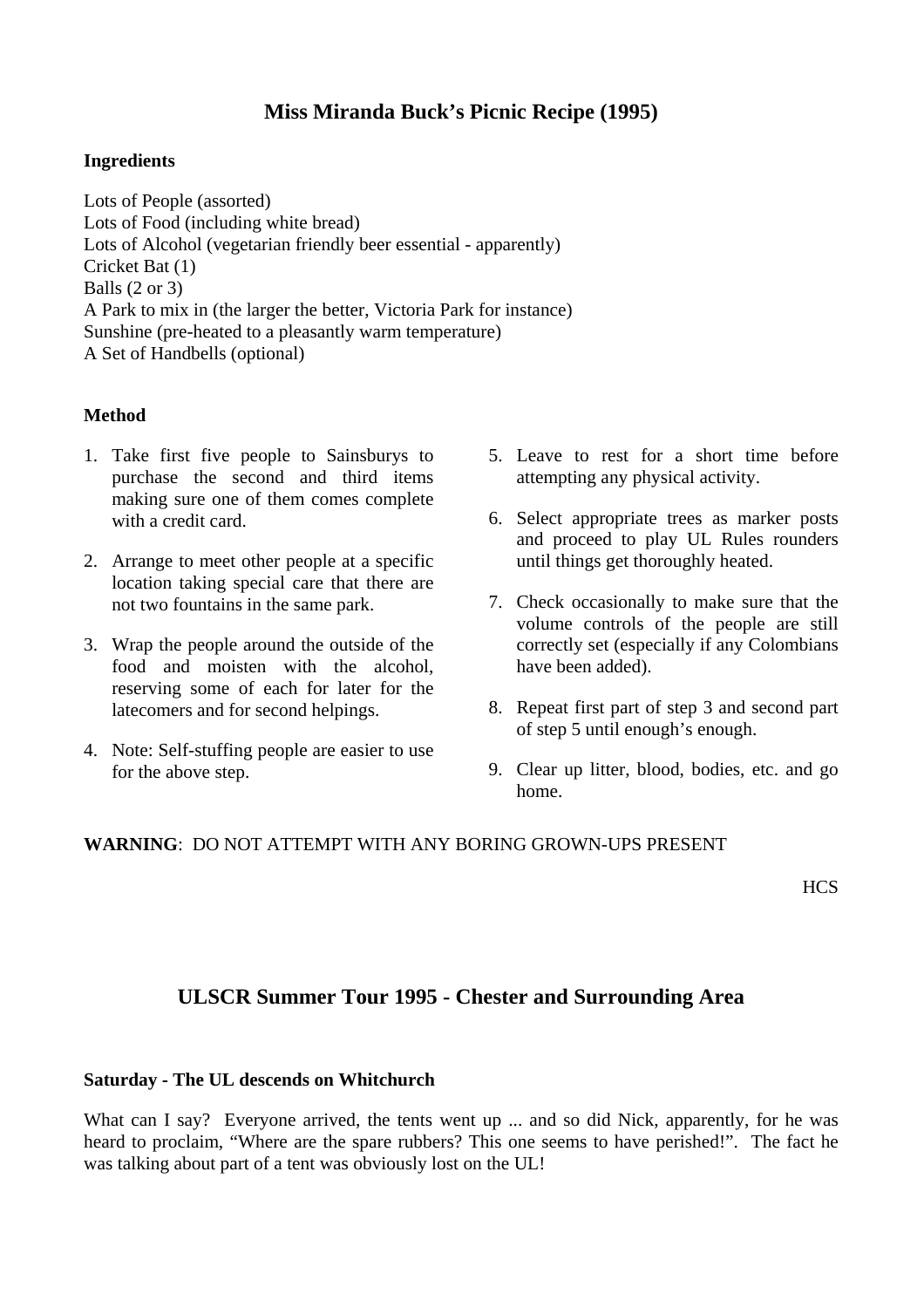## Miss Miranda Buck's Picnic Recipe (1995)

**Ingredients**

Lots of People (assorted)
Lots of Food (including white bread)
Lots of Alcohol (vegetarian friendly beer essential - apparently)
Cricket Bat (1)
Balls (2 or 3)
A Park to mix in (the larger the better, Victoria Park for instance)
Sunshine (pre-heated to a pleasantly warm temperature)
A Set of Handbells (optional)

**Method**

1. Take first five people to Sainsburys to purchase the second and third items making sure one of them comes complete with a credit card.
2. Arrange to meet other people at a specific location taking special care that there are not two fountains in the same park.
3. Wrap the people around the outside of the food and moisten with the alcohol, reserving some of each for later for the latecomers and for second helpings.
4. Note: Self-stuffing people are easier to use for the above step.
5. Leave to rest for a short time before attempting any physical activity.
6. Select appropriate trees as marker posts and proceed to play UL Rules rounders until things get thoroughly heated.
7. Check occasionally to make sure that the volume controls of the people are still correctly set (especially if any Colombians have been added).
8. Repeat first part of step 3 and second part of step 5 until enough's enough.
9. Clear up litter, blood, bodies, etc. and go home.

**WARNING**: DO NOT ATTEMPT WITH ANY BORING GROWN-UPS PRESENT

HCS

## ULSCR Summer Tour 1995 - Chester and Surrounding Area

**Saturday - The UL descends on Whitchurch**

What can I say? Everyone arrived, the tents went up ... and so did Nick, apparently, for he was heard to proclaim, "Where are the spare rubbers? This one seems to have perished!". The fact he was talking about part of a tent was obviously lost on the UL!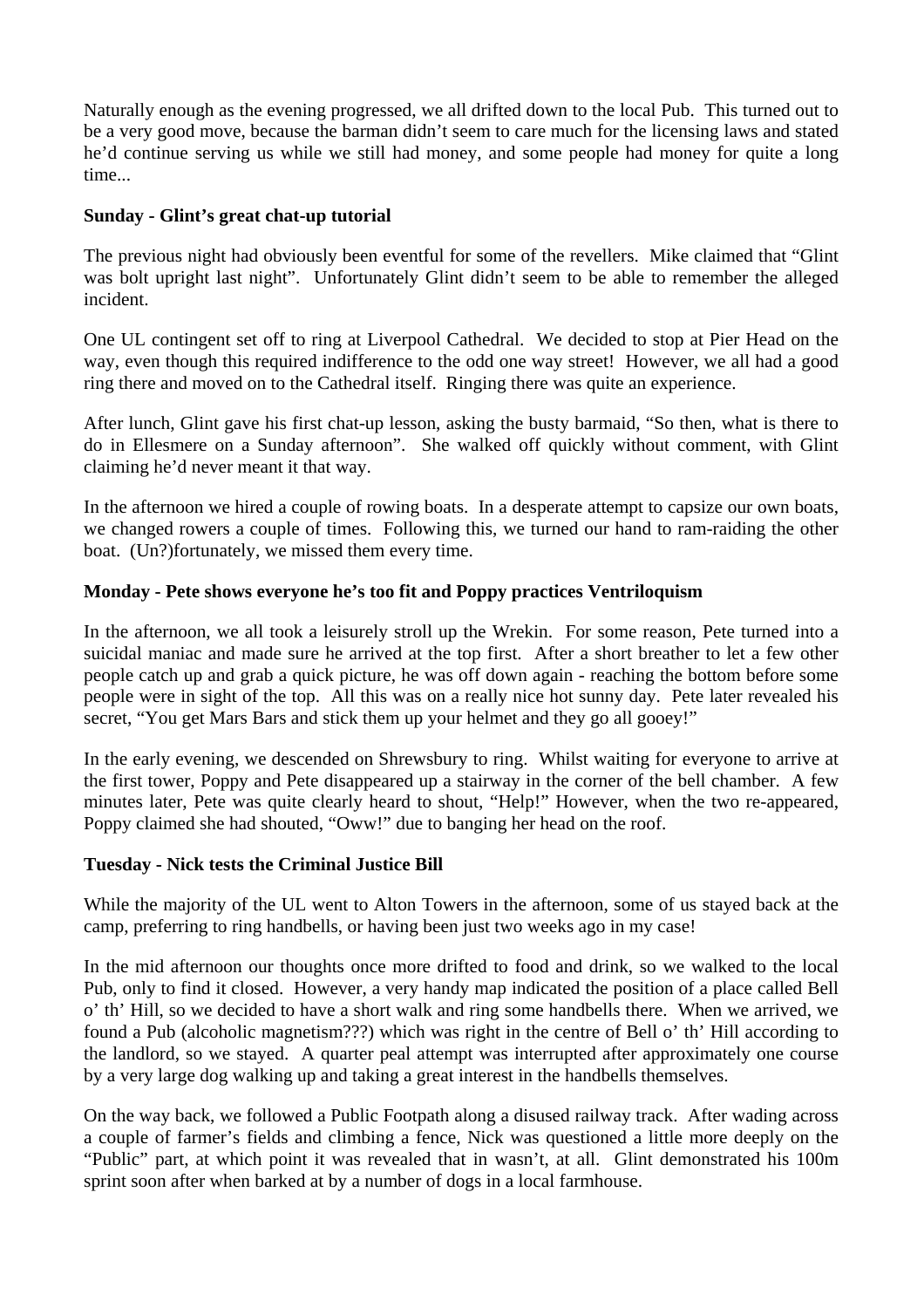Naturally enough as the evening progressed, we all drifted down to the local Pub. This turned out to be a very good move, because the barman didn't seem to care much for the licensing laws and stated he'd continue serving us while we still had money, and some people had money for quite a long time...

**Sunday - Glint's great chat-up tutorial**

The previous night had obviously been eventful for some of the revellers. Mike claimed that "Glint was bolt upright last night". Unfortunately Glint didn't seem to be able to remember the alleged incident.

One UL contingent set off to ring at Liverpool Cathedral. We decided to stop at Pier Head on the way, even though this required indifference to the odd one way street! However, we all had a good ring there and moved on to the Cathedral itself. Ringing there was quite an experience.

After lunch, Glint gave his first chat-up lesson, asking the busty barmaid, "So then, what is there to do in Ellesmere on a Sunday afternoon". She walked off quickly without comment, with Glint claiming he'd never meant it that way.

In the afternoon we hired a couple of rowing boats. In a desperate attempt to capsize our own boats, we changed rowers a couple of times. Following this, we turned our hand to ram-raiding the other boat. (Un?)fortunately, we missed them every time.

**Monday - Pete shows everyone he's too fit and Poppy practices Ventriloquism**

In the afternoon, we all took a leisurely stroll up the Wrekin. For some reason, Pete turned into a suicidal maniac and made sure he arrived at the top first. After a short breather to let a few other people catch up and grab a quick picture, he was off down again - reaching the bottom before some people were in sight of the top. All this was on a really nice hot sunny day. Pete later revealed his secret, "You get Mars Bars and stick them up your helmet and they go all gooey!"

In the early evening, we descended on Shrewsbury to ring. Whilst waiting for everyone to arrive at the first tower, Poppy and Pete disappeared up a stairway in the corner of the bell chamber. A few minutes later, Pete was quite clearly heard to shout, "Help!" However, when the two re-appeared, Poppy claimed she had shouted, "Oww!" due to banging her head on the roof.

**Tuesday - Nick tests the Criminal Justice Bill**

While the majority of the UL went to Alton Towers in the afternoon, some of us stayed back at the camp, preferring to ring handbells, or having been just two weeks ago in my case!

In the mid afternoon our thoughts once more drifted to food and drink, so we walked to the local Pub, only to find it closed. However, a very handy map indicated the position of a place called Bell o' th' Hill, so we decided to have a short walk and ring some handbells there. When we arrived, we found a Pub (alcoholic magnetism???) which was right in the centre of Bell o' th' Hill according to the landlord, so we stayed. A quarter peal attempt was interrupted after approximately one course by a very large dog walking up and taking a great interest in the handbells themselves.

On the way back, we followed a Public Footpath along a disused railway track. After wading across a couple of farmer's fields and climbing a fence, Nick was questioned a little more deeply on the "Public" part, at which point it was revealed that in wasn't, at all. Glint demonstrated his 100m sprint soon after when barked at by a number of dogs in a local farmhouse.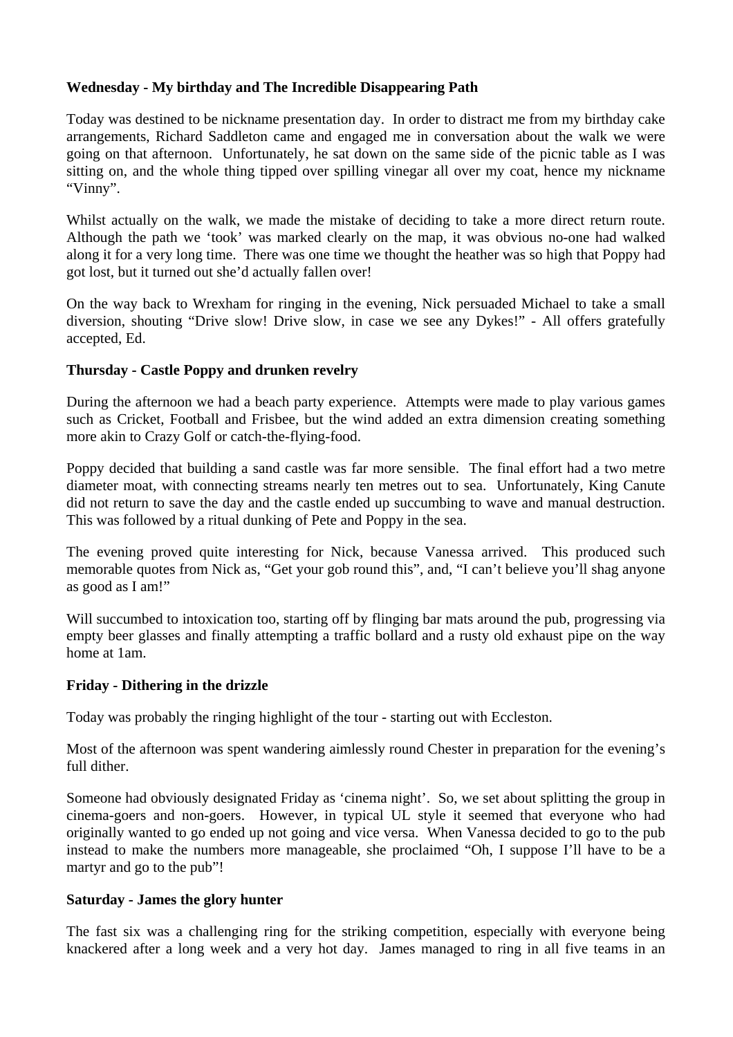**Wednesday - My birthday and The Incredible Disappearing Path**

Today was destined to be nickname presentation day. In order to distract me from my birthday cake arrangements, Richard Saddleton came and engaged me in conversation about the walk we were going on that afternoon. Unfortunately, he sat down on the same side of the picnic table as I was sitting on, and the whole thing tipped over spilling vinegar all over my coat, hence my nickname "Vinny".

Whilst actually on the walk, we made the mistake of deciding to take a more direct return route. Although the path we 'took' was marked clearly on the map, it was obvious no-one had walked along it for a very long time. There was one time we thought the heather was so high that Poppy had got lost, but it turned out she'd actually fallen over!

On the way back to Wrexham for ringing in the evening, Nick persuaded Michael to take a small diversion, shouting "Drive slow! Drive slow, in case we see any Dykes!" - All offers gratefully accepted, Ed.

**Thursday - Castle Poppy and drunken revelry**

During the afternoon we had a beach party experience. Attempts were made to play various games such as Cricket, Football and Frisbee, but the wind added an extra dimension creating something more akin to Crazy Golf or catch-the-flying-food.

Poppy decided that building a sand castle was far more sensible. The final effort had a two metre diameter moat, with connecting streams nearly ten metres out to sea. Unfortunately, King Canute did not return to save the day and the castle ended up succumbing to wave and manual destruction. This was followed by a ritual dunking of Pete and Poppy in the sea.

The evening proved quite interesting for Nick, because Vanessa arrived. This produced such memorable quotes from Nick as, "Get your gob round this", and, "I can't believe you'll shag anyone as good as I am!"

Will succumbed to intoxication too, starting off by flinging bar mats around the pub, progressing via empty beer glasses and finally attempting a traffic bollard and a rusty old exhaust pipe on the way home at 1am.

**Friday - Dithering in the drizzle**

Today was probably the ringing highlight of the tour - starting out with Eccleston.

Most of the afternoon was spent wandering aimlessly round Chester in preparation for the evening's full dither.

Someone had obviously designated Friday as 'cinema night'. So, we set about splitting the group in cinema-goers and non-goers. However, in typical UL style it seemed that everyone who had originally wanted to go ended up not going and vice versa. When Vanessa decided to go to the pub instead to make the numbers more manageable, she proclaimed "Oh, I suppose I'll have to be a martyr and go to the pub"!

**Saturday - James the glory hunter**

The fast six was a challenging ring for the striking competition, especially with everyone being knackered after a long week and a very hot day. James managed to ring in all five teams in an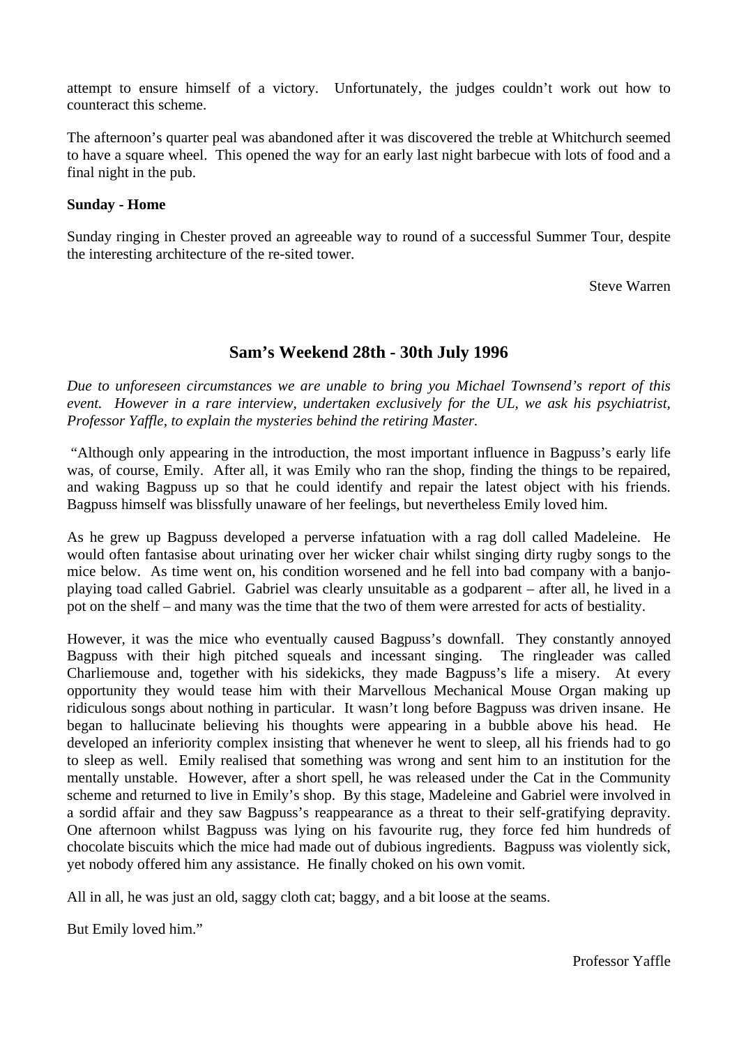attempt to ensure himself of a victory. Unfortunately, the judges couldn't work out how to counteract this scheme.

The afternoon's quarter peal was abandoned after it was discovered the treble at Whitchurch seemed to have a square wheel. This opened the way for an early last night barbecue with lots of food and a final night in the pub.

**Sunday - Home**

Sunday ringing in Chester proved an agreeable way to round of a successful Summer Tour, despite the interesting architecture of the re-sited tower.

Steve Warren

## Sam's Weekend 28th - 30th July 1996

*Due to unforeseen circumstances we are unable to bring you Michael Townsend's report of this event. However in a rare interview, undertaken exclusively for the UL, we ask his psychiatrist, Professor Yaffle, to explain the mysteries behind the retiring Master.*

"Although only appearing in the introduction, the most important influence in Bagpuss's early life was, of course, Emily. After all, it was Emily who ran the shop, finding the things to be repaired, and waking Bagpuss up so that he could identify and repair the latest object with his friends. Bagpuss himself was blissfully unaware of her feelings, but nevertheless Emily loved him.

As he grew up Bagpuss developed a perverse infatuation with a rag doll called Madeleine. He would often fantasise about urinating over her wicker chair whilst singing dirty rugby songs to the mice below. As time went on, his condition worsened and he fell into bad company with a banjo-playing toad called Gabriel. Gabriel was clearly unsuitable as a godparent – after all, he lived in a pot on the shelf – and many was the time that the two of them were arrested for acts of bestiality.

However, it was the mice who eventually caused Bagpuss's downfall. They constantly annoyed Bagpuss with their high pitched squeals and incessant singing. The ringleader was called Charliemouse and, together with his sidekicks, they made Bagpuss's life a misery. At every opportunity they would tease him with their Marvellous Mechanical Mouse Organ making up ridiculous songs about nothing in particular. It wasn't long before Bagpuss was driven insane. He began to hallucinate believing his thoughts were appearing in a bubble above his head. He developed an inferiority complex insisting that whenever he went to sleep, all his friends had to go to sleep as well. Emily realised that something was wrong and sent him to an institution for the mentally unstable. However, after a short spell, he was released under the Cat in the Community scheme and returned to live in Emily's shop. By this stage, Madeleine and Gabriel were involved in a sordid affair and they saw Bagpuss's reappearance as a threat to their self-gratifying depravity. One afternoon whilst Bagpuss was lying on his favourite rug, they force fed him hundreds of chocolate biscuits which the mice had made out of dubious ingredients. Bagpuss was violently sick, yet nobody offered him any assistance. He finally choked on his own vomit.

All in all, he was just an old, saggy cloth cat; baggy, and a bit loose at the seams.

But Emily loved him."

Professor Yaffle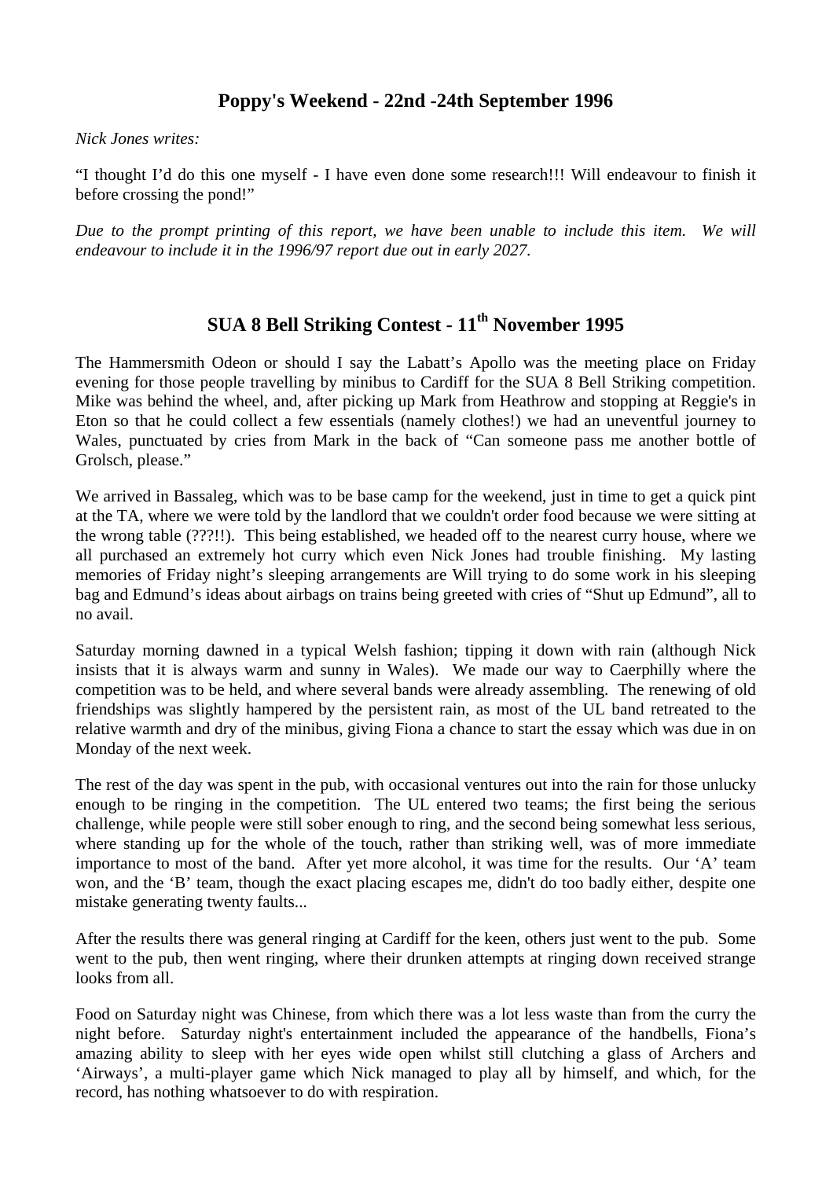## Poppy's Weekend - 22nd -24th September 1996

*Nick Jones writes:*

“I thought I’d do this one myself - I have even done some research!!! Will endeavour to finish it before crossing the pond!”

*Due to the prompt printing of this report, we have been unable to include this item. We will endeavour to include it in the 1996/97 report due out in early 2027.*

## SUA 8 Bell Striking Contest - 11th November 1995

The Hammersmith Odeon or should I say the Labatt’s Apollo was the meeting place on Friday evening for those people travelling by minibus to Cardiff for the SUA 8 Bell Striking competition. Mike was behind the wheel, and, after picking up Mark from Heathrow and stopping at Reggie's in Eton so that he could collect a few essentials (namely clothes!) we had an uneventful journey to Wales, punctuated by cries from Mark in the back of “Can someone pass me another bottle of Grolsch, please.”

We arrived in Bassaleg, which was to be base camp for the weekend, just in time to get a quick pint at the TA, where we were told by the landlord that we couldn't order food because we were sitting at the wrong table (???!!). This being established, we headed off to the nearest curry house, where we all purchased an extremely hot curry which even Nick Jones had trouble finishing. My lasting memories of Friday night’s sleeping arrangements are Will trying to do some work in his sleeping bag and Edmund’s ideas about airbags on trains being greeted with cries of “Shut up Edmund”, all to no avail.

Saturday morning dawned in a typical Welsh fashion; tipping it down with rain (although Nick insists that it is always warm and sunny in Wales). We made our way to Caerphilly where the competition was to be held, and where several bands were already assembling. The renewing of old friendships was slightly hampered by the persistent rain, as most of the UL band retreated to the relative warmth and dry of the minibus, giving Fiona a chance to start the essay which was due in on Monday of the next week.

The rest of the day was spent in the pub, with occasional ventures out into the rain for those unlucky enough to be ringing in the competition. The UL entered two teams; the first being the serious challenge, while people were still sober enough to ring, and the second being somewhat less serious, where standing up for the whole of the touch, rather than striking well, was of more immediate importance to most of the band. After yet more alcohol, it was time for the results. Our ‘A’ team won, and the ‘B’ team, though the exact placing escapes me, didn't do too badly either, despite one mistake generating twenty faults...

After the results there was general ringing at Cardiff for the keen, others just went to the pub. Some went to the pub, then went ringing, where their drunken attempts at ringing down received strange looks from all.

Food on Saturday night was Chinese, from which there was a lot less waste than from the curry the night before. Saturday night's entertainment included the appearance of the handbells, Fiona’s amazing ability to sleep with her eyes wide open whilst still clutching a glass of Archers and ‘Airways’, a multi-player game which Nick managed to play all by himself, and which, for the record, has nothing whatsoever to do with respiration.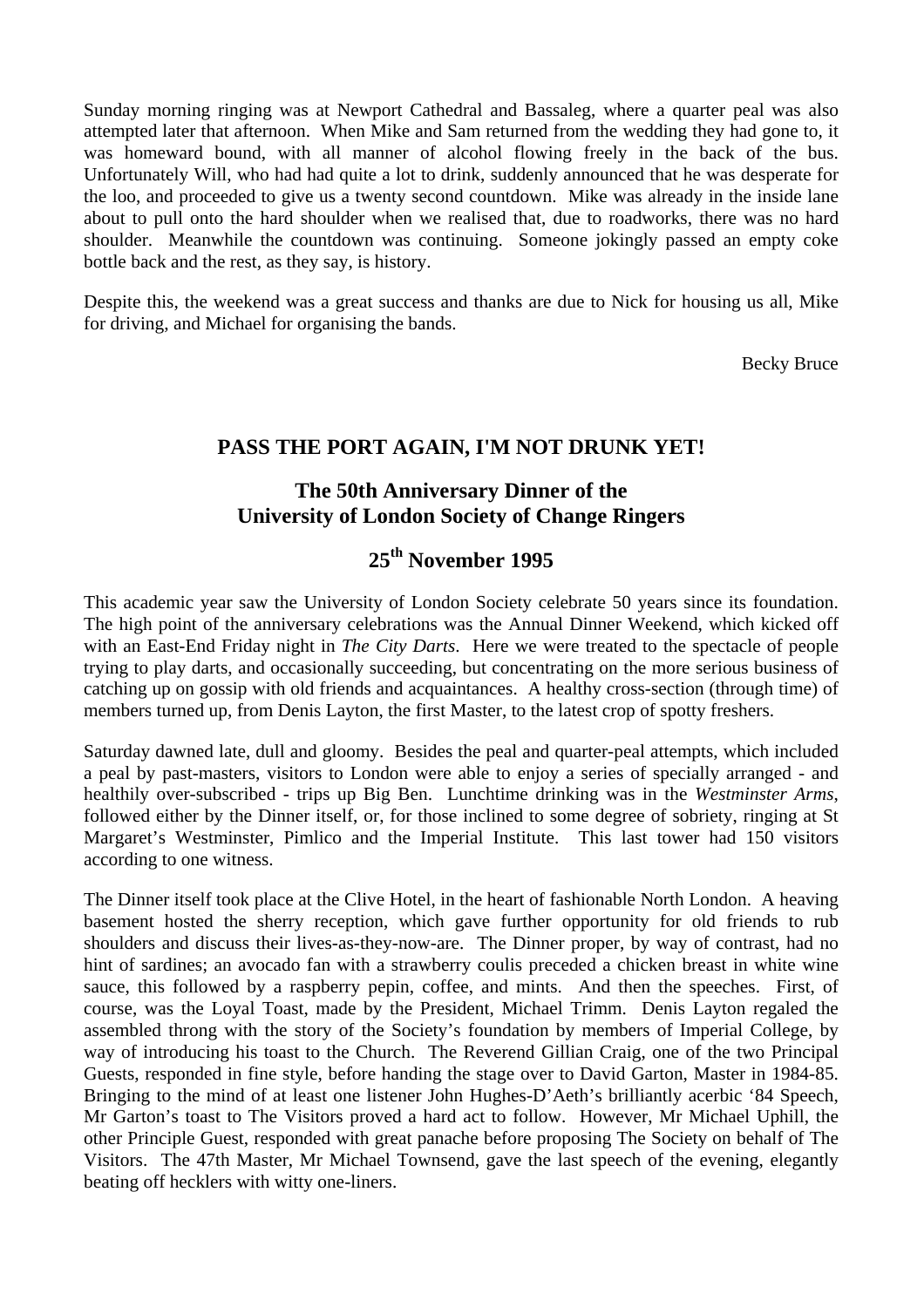Sunday morning ringing was at Newport Cathedral and Bassaleg, where a quarter peal was also attempted later that afternoon. When Mike and Sam returned from the wedding they had gone to, it was homeward bound, with all manner of alcohol flowing freely in the back of the bus. Unfortunately Will, who had had quite a lot to drink, suddenly announced that he was desperate for the loo, and proceeded to give us a twenty second countdown. Mike was already in the inside lane about to pull onto the hard shoulder when we realised that, due to roadworks, there was no hard shoulder. Meanwhile the countdown was continuing. Someone jokingly passed an empty coke bottle back and the rest, as they say, is history.

Despite this, the weekend was a great success and thanks are due to Nick for housing us all, Mike for driving, and Michael for organising the bands.

Becky Bruce

## PASS THE PORT AGAIN, I'M NOT DRUNK YET!

### The 50th Anniversary Dinner of the University of London Society of Change Ringers

### 25th November 1995

This academic year saw the University of London Society celebrate 50 years since its foundation. The high point of the anniversary celebrations was the Annual Dinner Weekend, which kicked off with an East-End Friday night in *The City Darts*. Here we were treated to the spectacle of people trying to play darts, and occasionally succeeding, but concentrating on the more serious business of catching up on gossip with old friends and acquaintances. A healthy cross-section (through time) of members turned up, from Denis Layton, the first Master, to the latest crop of spotty freshers.

Saturday dawned late, dull and gloomy. Besides the peal and quarter-peal attempts, which included a peal by past-masters, visitors to London were able to enjoy a series of specially arranged - and healthily over-subscribed - trips up Big Ben. Lunchtime drinking was in the *Westminster Arms*, followed either by the Dinner itself, or, for those inclined to some degree of sobriety, ringing at St Margaret's Westminster, Pimlico and the Imperial Institute. This last tower had 150 visitors according to one witness.

The Dinner itself took place at the Clive Hotel, in the heart of fashionable North London. A heaving basement hosted the sherry reception, which gave further opportunity for old friends to rub shoulders and discuss their lives-as-they-now-are. The Dinner proper, by way of contrast, had no hint of sardines; an avocado fan with a strawberry coulis preceded a chicken breast in white wine sauce, this followed by a raspberry pepin, coffee, and mints. And then the speeches. First, of course, was the Loyal Toast, made by the President, Michael Trimm. Denis Layton regaled the assembled throng with the story of the Society's foundation by members of Imperial College, by way of introducing his toast to the Church. The Reverend Gillian Craig, one of the two Principal Guests, responded in fine style, before handing the stage over to David Garton, Master in 1984-85. Bringing to the mind of at least one listener John Hughes-D'Aeth's brilliantly acerbic '84 Speech, Mr Garton's toast to The Visitors proved a hard act to follow. However, Mr Michael Uphill, the other Principle Guest, responded with great panache before proposing The Society on behalf of The Visitors. The 47th Master, Mr Michael Townsend, gave the last speech of the evening, elegantly beating off hecklers with witty one-liners.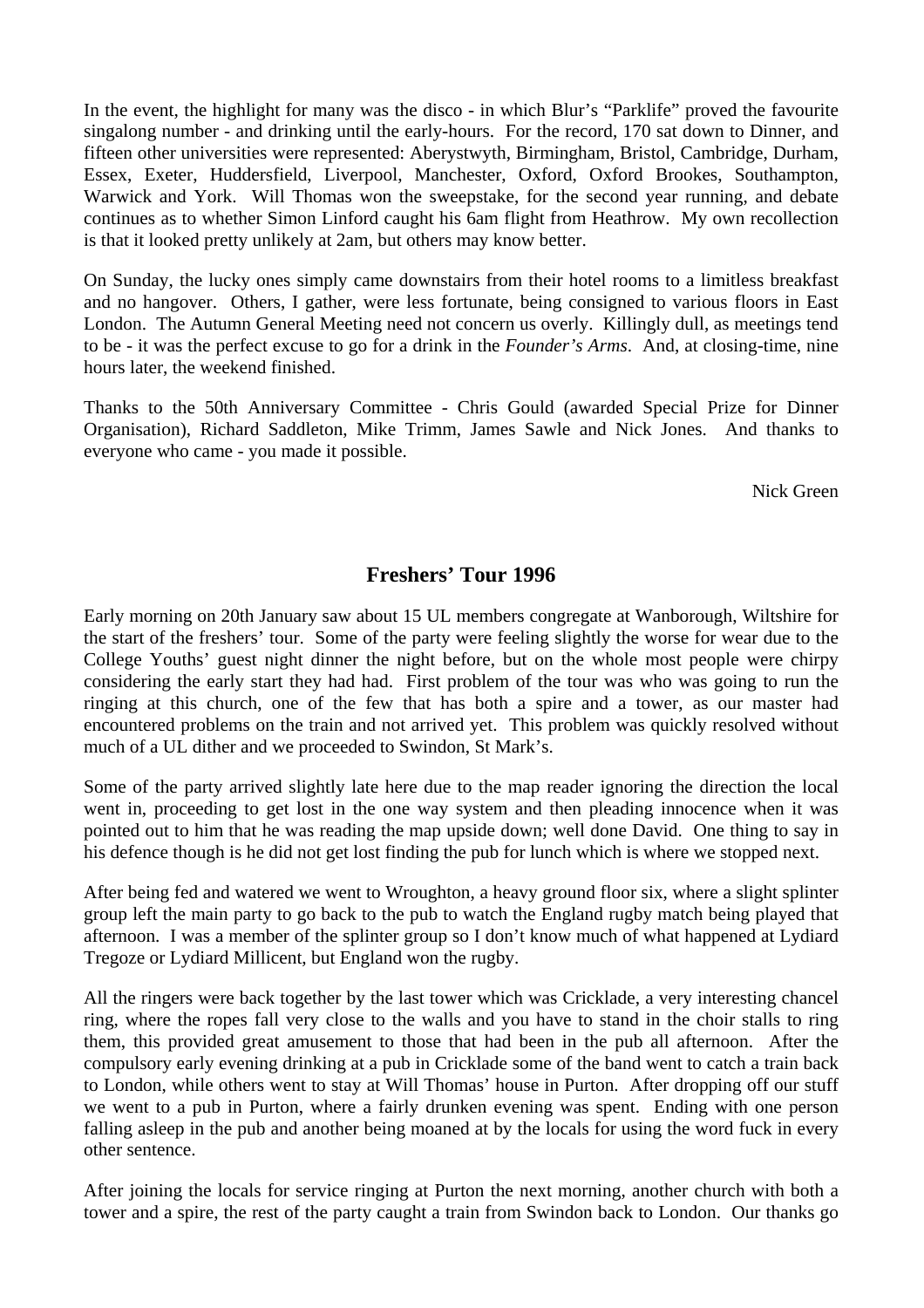In the event, the highlight for many was the disco - in which Blur's "Parklife" proved the favourite singalong number - and drinking until the early-hours. For the record, 170 sat down to Dinner, and fifteen other universities were represented: Aberystwyth, Birmingham, Bristol, Cambridge, Durham, Essex, Exeter, Huddersfield, Liverpool, Manchester, Oxford, Oxford Brookes, Southampton, Warwick and York. Will Thomas won the sweepstake, for the second year running, and debate continues as to whether Simon Linford caught his 6am flight from Heathrow. My own recollection is that it looked pretty unlikely at 2am, but others may know better.

On Sunday, the lucky ones simply came downstairs from their hotel rooms to a limitless breakfast and no hangover. Others, I gather, were less fortunate, being consigned to various floors in East London. The Autumn General Meeting need not concern us overly. Killingly dull, as meetings tend to be - it was the perfect excuse to go for a drink in the *Founder's Arms*. And, at closing-time, nine hours later, the weekend finished.

Thanks to the 50th Anniversary Committee - Chris Gould (awarded Special Prize for Dinner Organisation), Richard Saddleton, Mike Trimm, James Sawle and Nick Jones. And thanks to everyone who came - you made it possible.

Nick Green

## Freshers' Tour 1996

Early morning on 20th January saw about 15 UL members congregate at Wanborough, Wiltshire for the start of the freshers' tour. Some of the party were feeling slightly the worse for wear due to the College Youths' guest night dinner the night before, but on the whole most people were chirpy considering the early start they had had. First problem of the tour was who was going to run the ringing at this church, one of the few that has both a spire and a tower, as our master had encountered problems on the train and not arrived yet. This problem was quickly resolved without much of a UL dither and we proceeded to Swindon, St Mark's.

Some of the party arrived slightly late here due to the map reader ignoring the direction the local went in, proceeding to get lost in the one way system and then pleading innocence when it was pointed out to him that he was reading the map upside down; well done David. One thing to say in his defence though is he did not get lost finding the pub for lunch which is where we stopped next.

After being fed and watered we went to Wroughton, a heavy ground floor six, where a slight splinter group left the main party to go back to the pub to watch the England rugby match being played that afternoon. I was a member of the splinter group so I don't know much of what happened at Lydiard Tregoze or Lydiard Millicent, but England won the rugby.

All the ringers were back together by the last tower which was Cricklade, a very interesting chancel ring, where the ropes fall very close to the walls and you have to stand in the choir stalls to ring them, this provided great amusement to those that had been in the pub all afternoon. After the compulsory early evening drinking at a pub in Cricklade some of the band went to catch a train back to London, while others went to stay at Will Thomas' house in Purton. After dropping off our stuff we went to a pub in Purton, where a fairly drunken evening was spent. Ending with one person falling asleep in the pub and another being moaned at by the locals for using the word fuck in every other sentence.

After joining the locals for service ringing at Purton the next morning, another church with both a tower and a spire, the rest of the party caught a train from Swindon back to London. Our thanks go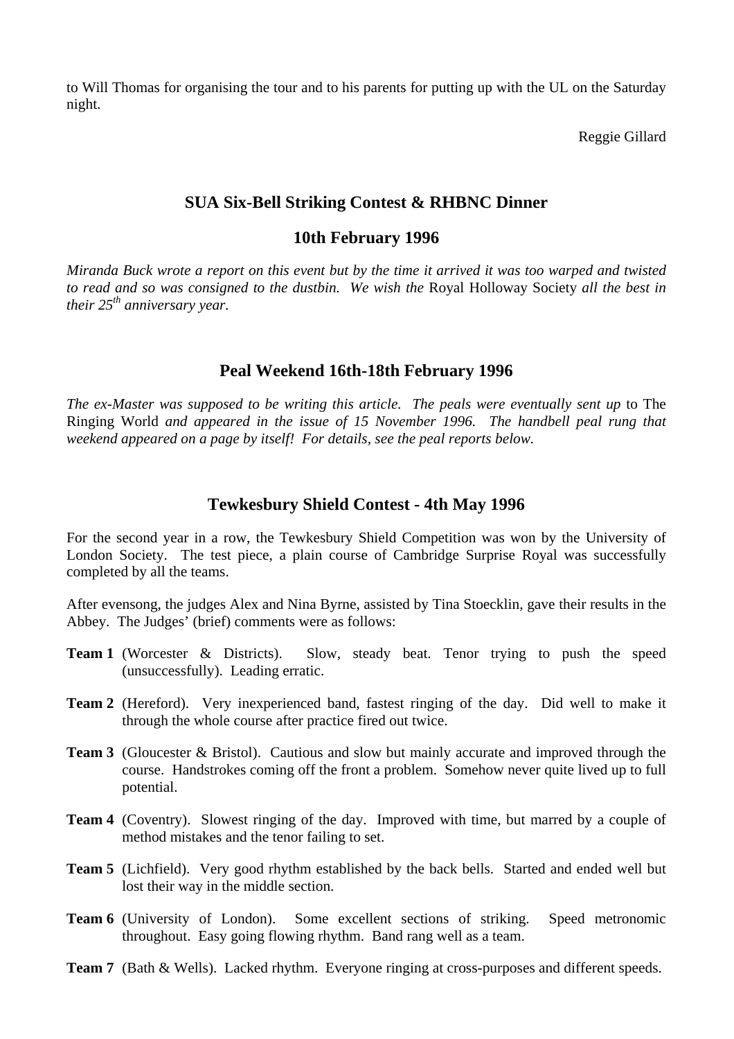to Will Thomas for organising the tour and to his parents for putting up with the UL on the Saturday night.

Reggie Gillard

## SUA Six-Bell Striking Contest & RHBNC Dinner

## 10th February 1996

*Miranda Buck wrote a report on this event but by the time it arrived it was too warped and twisted to read and so was consigned to the dustbin. We wish the* Royal Holloway Society *all the best in their 25th anniversary year.*

## Peal Weekend 16th-18th February 1996

*The ex-Master was supposed to be writing this article. The peals were eventually sent up* to The Ringing World *and appeared in the issue of 15 November 1996. The handbell peal rung that weekend appeared on a page by itself! For details, see the peal reports below.*

## Tewkesbury Shield Contest - 4th May 1996

For the second year in a row, the Tewkesbury Shield Competition was won by the University of London Society. The test piece, a plain course of Cambridge Surprise Royal was successfully completed by all the teams.

After evensong, the judges Alex and Nina Byrne, assisted by Tina Stoecklin, gave their results in the Abbey. The Judges' (brief) comments were as follows:

**Team 1** (Worcester & Districts). Slow, steady beat. Tenor trying to push the speed (unsuccessfully). Leading erratic.

**Team 2** (Hereford). Very inexperienced band, fastest ringing of the day. Did well to make it through the whole course after practice fired out twice.

**Team 3** (Gloucester & Bristol). Cautious and slow but mainly accurate and improved through the course. Handstrokes coming off the front a problem. Somehow never quite lived up to full potential.

**Team 4** (Coventry). Slowest ringing of the day. Improved with time, but marred by a couple of method mistakes and the tenor failing to set.

**Team 5** (Lichfield). Very good rhythm established by the back bells. Started and ended well but lost their way in the middle section.

**Team 6** (University of London). Some excellent sections of striking. Speed metronomic throughout. Easy going flowing rhythm. Band rang well as a team.

**Team 7** (Bath & Wells). Lacked rhythm. Everyone ringing at cross-purposes and different speeds.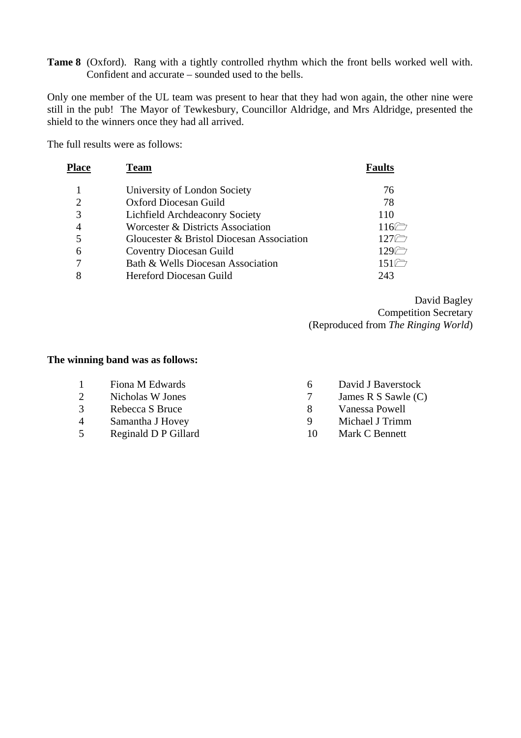**Tame 8** (Oxford). Rang with a tightly controlled rhythm which the front bells worked well with. Confident and accurate – sounded used to the bells.

Only one member of the UL team was present to hear that they had won again, the other nine were still in the pub! The Mayor of Tewkesbury, Councillor Aldridge, and Mrs Aldridge, presented the shield to the winners once they had all arrived.

The full results were as follows:

| Place | Team | Faults |
|---|---|---|
| 1 | University of London Society | 76 |
| 2 | Oxford Diocesan Guild | 78 |
| 3 | Lichfield Archdeaconry Society | 110 |
| 4 | Worcester & Districts Association | 116 |
| 5 | Gloucester & Bristol Diocesan Association | 127 |
| 6 | Coventry Diocesan Guild | 129 |
| 7 | Bath & Wells Diocesan Association | 151 |
| 8 | Hereford Diocesan Guild | 243 |

David Bagley
Competition Secretary
(Reproduced from *The Ringing World*)

**The winning band was as follows:**

| | | | |
|---|---|---|---|
| 1 | Fiona M Edwards | 6 | David J Baverstock |
| 2 | Nicholas W Jones | 7 | James R S Sawle (C) |
| 3 | Rebecca S Bruce | 8 | Vanessa Powell |
| 4 | Samantha J Hovey | 9 | Michael J Trimm |
| 5 | Reginald D P Gillard | 10 | Mark C Bennett |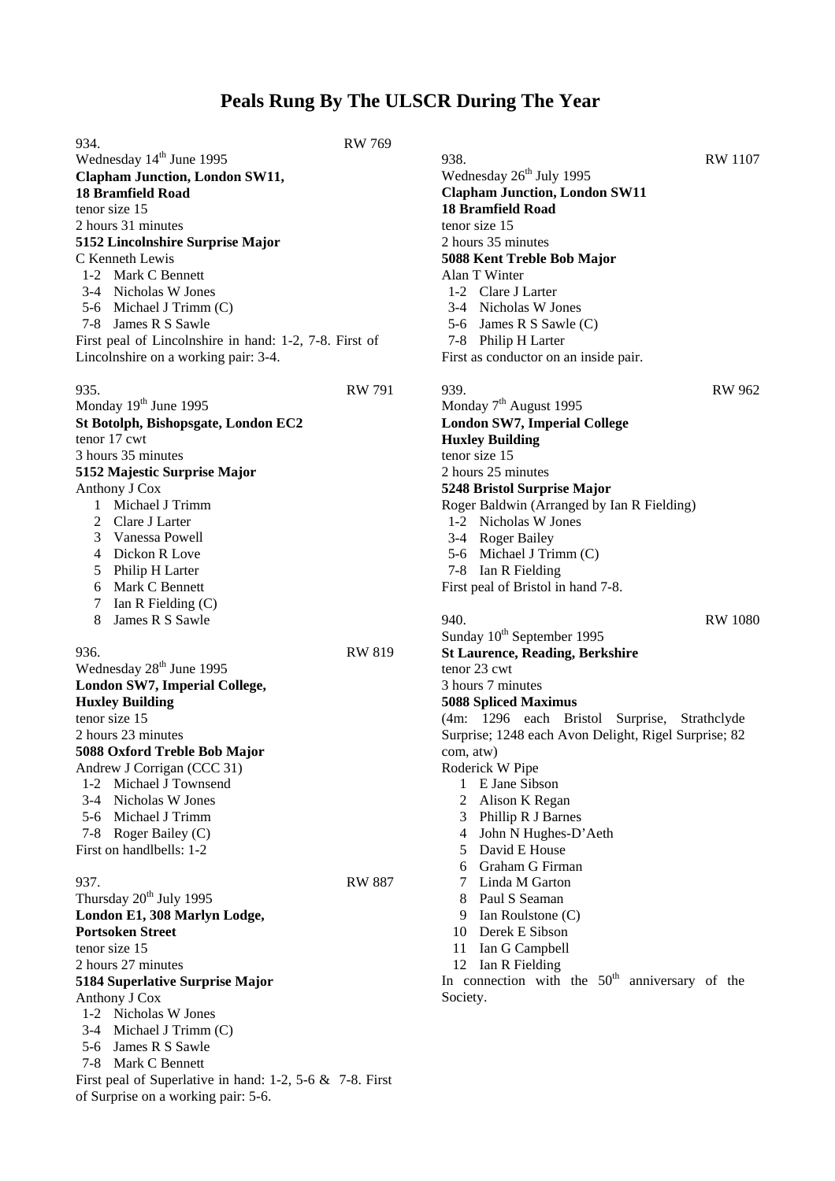# Peals Rung By The ULSCR During The Year

934. RW 769
Wednesday 14th June 1995
**Clapham Junction, London SW11,**
**18 Bramfield Road**
tenor size 15
2 hours 31 minutes
**5152 Lincolnshire Surprise Major**
C Kenneth Lewis
1-2 Mark C Bennett
3-4 Nicholas W Jones
5-6 Michael J Trimm (C)
7-8 James R S Sawle
First peal of Lincolnshire in hand: 1-2, 7-8. First of Lincolnshire on a working pair: 3-4.

935. RW 791
Monday 19th June 1995
**St Botolph, Bishopsgate, London EC2**
tenor 17 cwt
3 hours 35 minutes
**5152 Majestic Surprise Major**
Anthony J Cox
1 Michael J Trimm
2 Clare J Larter
3 Vanessa Powell
4 Dickon R Love
5 Philip H Larter
6 Mark C Bennett
7 Ian R Fielding (C)
8 James R S Sawle

936. RW 819
Wednesday 28th June 1995
**London SW7, Imperial College,**
**Huxley Building**
tenor size 15
2 hours 23 minutes
**5088 Oxford Treble Bob Major**
Andrew J Corrigan (CCC 31)
1-2 Michael J Townsend
3-4 Nicholas W Jones
5-6 Michael J Trimm
7-8 Roger Bailey (C)
First on handlbells: 1-2

937. RW 887
Thursday 20th July 1995
**London E1, 308 Marlyn Lodge,**
**Portsoken Street**
tenor size 15
2 hours 27 minutes
**5184 Superlative Surprise Major**
Anthony J Cox
1-2 Nicholas W Jones
3-4 Michael J Trimm (C)
5-6 James R S Sawle
7-8 Mark C Bennett
First peal of Superlative in hand: 1-2, 5-6 & 7-8. First of Surprise on a working pair: 5-6.

938. RW 1107
Wednesday 26th July 1995
**Clapham Junction, London SW11**
**18 Bramfield Road**
tenor size 15
2 hours 35 minutes
**5088 Kent Treble Bob Major**
Alan T Winter
1-2 Clare J Larter
3-4 Nicholas W Jones
5-6 James R S Sawle (C)
7-8 Philip H Larter
First as conductor on an inside pair.

939. RW 962
Monday 7th August 1995
**London SW7, Imperial College**
**Huxley Building**
tenor size 15
2 hours 25 minutes
**5248 Bristol Surprise Major**
Roger Baldwin (Arranged by Ian R Fielding)
1-2 Nicholas W Jones
3-4 Roger Bailey
5-6 Michael J Trimm (C)
7-8 Ian R Fielding
First peal of Bristol in hand 7-8.

940. RW 1080
Sunday 10th September 1995
**St Laurence, Reading, Berkshire**
tenor 23 cwt
3 hours 7 minutes
**5088 Spliced Maximus**
(4m: 1296 each Bristol Surprise, Strathclyde Surprise; 1248 each Avon Delight, Rigel Surprise; 82 com, atw)
Roderick W Pipe
1 E Jane Sibson
2 Alison K Regan
3 Phillip R J Barnes
4 John N Hughes-D'Aeth
5 David E House
6 Graham G Firman
7 Linda M Garton
8 Paul S Seaman
9 Ian Roulstone (C)
10 Derek E Sibson
11 Ian G Campbell
12 Ian R Fielding
In connection with the 50th anniversary of the Society.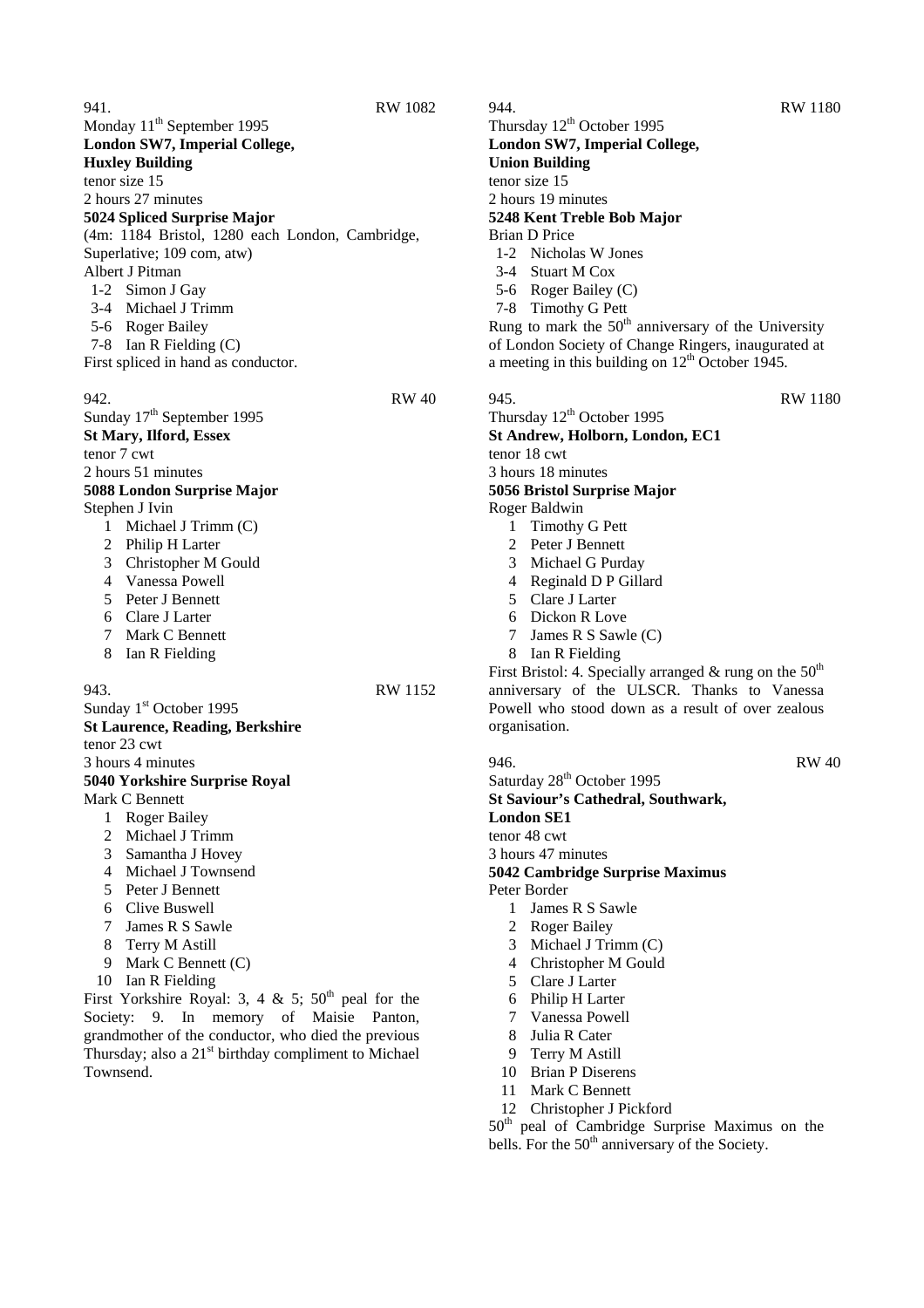941. RW 1082

Monday 11th September 1995

**London SW7, Imperial College, Huxley Building**

tenor size 15

2 hours 27 minutes

**5024 Spliced Surprise Major**

(4m: 1184 Bristol, 1280 each London, Cambridge, Superlative; 109 com, atw)

Albert J Pitman

1-2 Simon J Gay
3-4 Michael J Trimm
5-6 Roger Bailey
7-8 Ian R Fielding (C)

First spliced in hand as conductor.

942. RW 40

Sunday 17th September 1995

**St Mary, Ilford, Essex**

tenor 7 cwt

2 hours 51 minutes

**5088 London Surprise Major**

Stephen J Ivin

1 Michael J Trimm (C)
2 Philip H Larter
3 Christopher M Gould
4 Vanessa Powell
5 Peter J Bennett
6 Clare J Larter
7 Mark C Bennett
8 Ian R Fielding

943. RW 1152

Sunday 1st October 1995

**St Laurence, Reading, Berkshire**

tenor 23 cwt

3 hours 4 minutes

**5040 Yorkshire Surprise Royal**

Mark C Bennett

1 Roger Bailey
2 Michael J Trimm
3 Samantha J Hovey
4 Michael J Townsend
5 Peter J Bennett
6 Clive Buswell
7 James R S Sawle
8 Terry M Astill
9 Mark C Bennett (C)
10 Ian R Fielding

First Yorkshire Royal: 3, 4 & 5; 50th peal for the Society: 9. In memory of Maisie Panton, grandmother of the conductor, who died the previous Thursday; also a 21st birthday compliment to Michael Townsend.

944. RW 1180

Thursday 12th October 1995

**London SW7, Imperial College, Union Building**

tenor size 15

2 hours 19 minutes

**5248 Kent Treble Bob Major**

Brian D Price

1-2 Nicholas W Jones
3-4 Stuart M Cox
5-6 Roger Bailey (C)
7-8 Timothy G Pett

Rung to mark the 50th anniversary of the University of London Society of Change Ringers, inaugurated at a meeting in this building on 12th October 1945.

945. RW 1180

Thursday 12th October 1995

**St Andrew, Holborn, London, EC1**

tenor 18 cwt

3 hours 18 minutes

**5056 Bristol Surprise Major**

Roger Baldwin

1 Timothy G Pett
2 Peter J Bennett
3 Michael G Purday
4 Reginald D P Gillard
5 Clare J Larter
6 Dickon R Love
7 James R S Sawle (C)
8 Ian R Fielding

First Bristol: 4. Specially arranged & rung on the 50th anniversary of the ULSCR. Thanks to Vanessa Powell who stood down as a result of over zealous organisation.

946. RW 40

Saturday 28th October 1995

**St Saviour's Cathedral, Southwark, London SE1**

tenor 48 cwt

3 hours 47 minutes

**5042 Cambridge Surprise Maximus**

Peter Border

1 James R S Sawle
2 Roger Bailey
3 Michael J Trimm (C)
4 Christopher M Gould
5 Clare J Larter
6 Philip H Larter
7 Vanessa Powell
8 Julia R Cater
9 Terry M Astill
10 Brian P Diserens
11 Mark C Bennett
12 Christopher J Pickford

50th peal of Cambridge Surprise Maximus on the bells. For the 50th anniversary of the Society.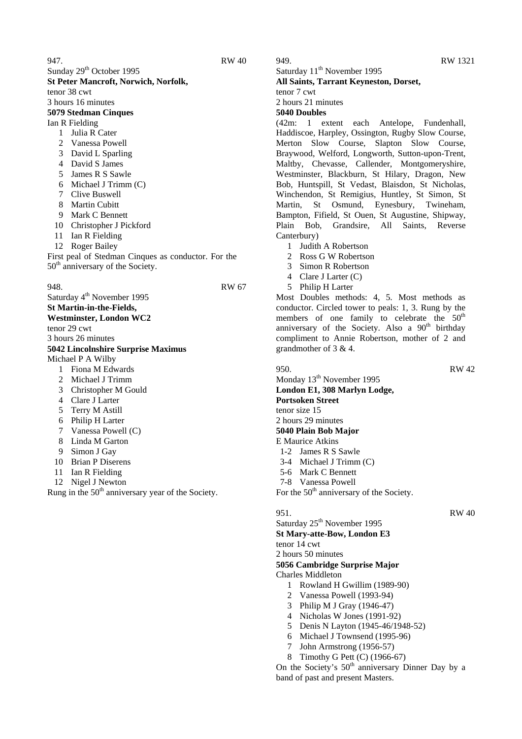947. RW 40

Sunday 29th October 1995

**St Peter Mancroft, Norwich, Norfolk,**

tenor 38 cwt

3 hours 16 minutes

**5079 Stedman Cinques**

Ian R Fielding

1. Julia R Cater
2. Vanessa Powell
3. David L Sparling
4. David S James
5. James R S Sawle
6. Michael J Trimm (C)
7. Clive Buswell
8. Martin Cubitt
9. Mark C Bennett
10. Christopher J Pickford
11. Ian R Fielding
12. Roger Bailey

First peal of Stedman Cinques as conductor. For the 50th anniversary of the Society.

948. RW 67

Saturday 4th November 1995

**St Martin-in-the-Fields, Westminster, London WC2**

tenor 29 cwt

3 hours 26 minutes

**5042 Lincolnshire Surprise Maximus**

Michael P A Wilby

1. Fiona M Edwards
2. Michael J Trimm
3. Christopher M Gould
4. Clare J Larter
5. Terry M Astill
6. Philip H Larter
7. Vanessa Powell (C)
8. Linda M Garton
9. Simon J Gay
10. Brian P Diserens
11. Ian R Fielding
12. Nigel J Newton

Rung in the 50th anniversary year of the Society.

949. RW 1321

Saturday 11th November 1995

**All Saints, Tarrant Keyneston, Dorset,**

tenor 7 cwt

2 hours 21 minutes

**5040 Doubles**

(42m: 1 extent each Antelope, Fundenhall, Haddiscoe, Harpley, Ossington, Rugby Slow Course, Merton Slow Course, Slapton Slow Course, Braywood, Welford, Longworth, Sutton-upon-Trent, Maltby, Chevasse, Callender, Montgomeryshire, Westminster, Blackburn, St Hilary, Dragon, New Bob, Huntspill, St Vedast, Blaisdon, St Nicholas, Winchendon, St Remigius, Huntley, St Simon, St Martin, St Osmund, Eynesbury, Twineham, Bampton, Fifield, St Ouen, St Augustine, Shipway, Plain Bob, Grandsire, All Saints, Reverse Canterbury)

1. Judith A Robertson
2. Ross G W Robertson
3. Simon R Robertson
4. Clare J Larter (C)
5. Philip H Larter

Most Doubles methods: 4, 5. Most methods as conductor. Circled tower to peals: 1, 3. Rung by the members of one family to celebrate the 50th anniversary of the Society. Also a 90th birthday compliment to Annie Robertson, mother of 2 and grandmother of 3 & 4.

950. RW 42

Monday 13th November 1995

**London E1, 308 Marlyn Lodge, Portsoken Street**

tenor size 15

2 hours 29 minutes

**5040 Plain Bob Major**

E Maurice Atkins

- 1-2 James R S Sawle
- 3-4 Michael J Trimm (C)
- 5-6 Mark C Bennett
- 7-8 Vanessa Powell

For the 50th anniversary of the Society.

951. RW 40

Saturday 25th November 1995

**St Mary-atte-Bow, London E3**

tenor 14 cwt

2 hours 50 minutes

**5056 Cambridge Surprise Major**

Charles Middleton

1. Rowland H Gwillim (1989-90)
2. Vanessa Powell (1993-94)
3. Philip M J Gray (1946-47)
4. Nicholas W Jones (1991-92)
5. Denis N Layton (1945-46/1948-52)
6. Michael J Townsend (1995-96)
7. John Armstrong (1956-57)
8. Timothy G Pett (C) (1966-67)

On the Society's 50th anniversary Dinner Day by a band of past and present Masters.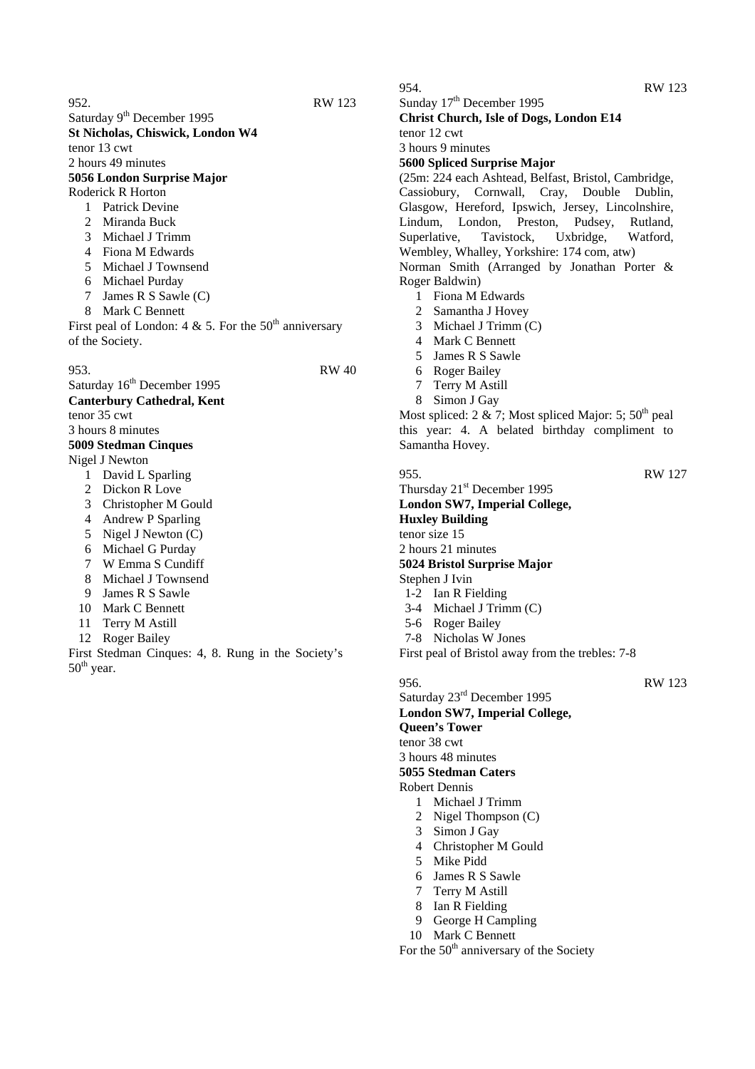952. RW 123

Saturday 9th December 1995

**St Nicholas, Chiswick, London W4**

tenor 13 cwt

2 hours 49 minutes

**5056 London Surprise Major**

Roderick R Horton

1. Patrick Devine
2. Miranda Buck
3. Michael J Trimm
4. Fiona M Edwards
5. Michael J Townsend
6. Michael Purday
7. James R S Sawle (C)
8. Mark C Bennett

First peal of London: 4 & 5. For the 50th anniversary of the Society.

953. RW 40

Saturday 16th December 1995

**Canterbury Cathedral, Kent**

tenor 35 cwt

3 hours 8 minutes

**5009 Stedman Cinques**

Nigel J Newton

1. David L Sparling
2. Dickon R Love
3. Christopher M Gould
4. Andrew P Sparling
5. Nigel J Newton (C)
6. Michael G Purday
7. W Emma S Cundiff
8. Michael J Townsend
9. James R S Sawle
10. Mark C Bennett
11. Terry M Astill
12. Roger Bailey

First Stedman Cinques: 4, 8. Rung in the Society's 50th year.

954. RW 123

Sunday 17th December 1995

**Christ Church, Isle of Dogs, London E14**

tenor 12 cwt

3 hours 9 minutes

**5600 Spliced Surprise Major**

(25m: 224 each Ashtead, Belfast, Bristol, Cambridge, Cassiobury, Cornwall, Cray, Double Dublin, Glasgow, Hereford, Ipswich, Jersey, Lincolnshire, Lindum, London, Preston, Pudsey, Rutland, Superlative, Tavistock, Uxbridge, Watford, Wembley, Whalley, Yorkshire: 174 com, atw)

Norman Smith (Arranged by Jonathan Porter & Roger Baldwin)

1. Fiona M Edwards
2. Samantha J Hovey
3. Michael J Trimm (C)
4. Mark C Bennett
5. James R S Sawle
6. Roger Bailey
7. Terry M Astill
8. Simon J Gay

Most spliced: 2 & 7; Most spliced Major: 5; 50th peal this year: 4. A belated birthday compliment to Samantha Hovey.

955. RW 127

Thursday 21st December 1995

**London SW7, Imperial College, Huxley Building**

tenor size 15

2 hours 21 minutes

**5024 Bristol Surprise Major**

Stephen J Ivin

- 1-2 Ian R Fielding
- 3-4 Michael J Trimm (C)
- 5-6 Roger Bailey
- 7-8 Nicholas W Jones

First peal of Bristol away from the trebles: 7-8

956. RW 123

Saturday 23rd December 1995

**London SW7, Imperial College, Queen's Tower**

tenor 38 cwt

3 hours 48 minutes

**5055 Stedman Caters**

Robert Dennis

1. Michael J Trimm
2. Nigel Thompson (C)
3. Simon J Gay
4. Christopher M Gould
5. Mike Pidd
6. James R S Sawle
7. Terry M Astill
8. Ian R Fielding
9. George H Campling
10. Mark C Bennett

For the 50th anniversary of the Society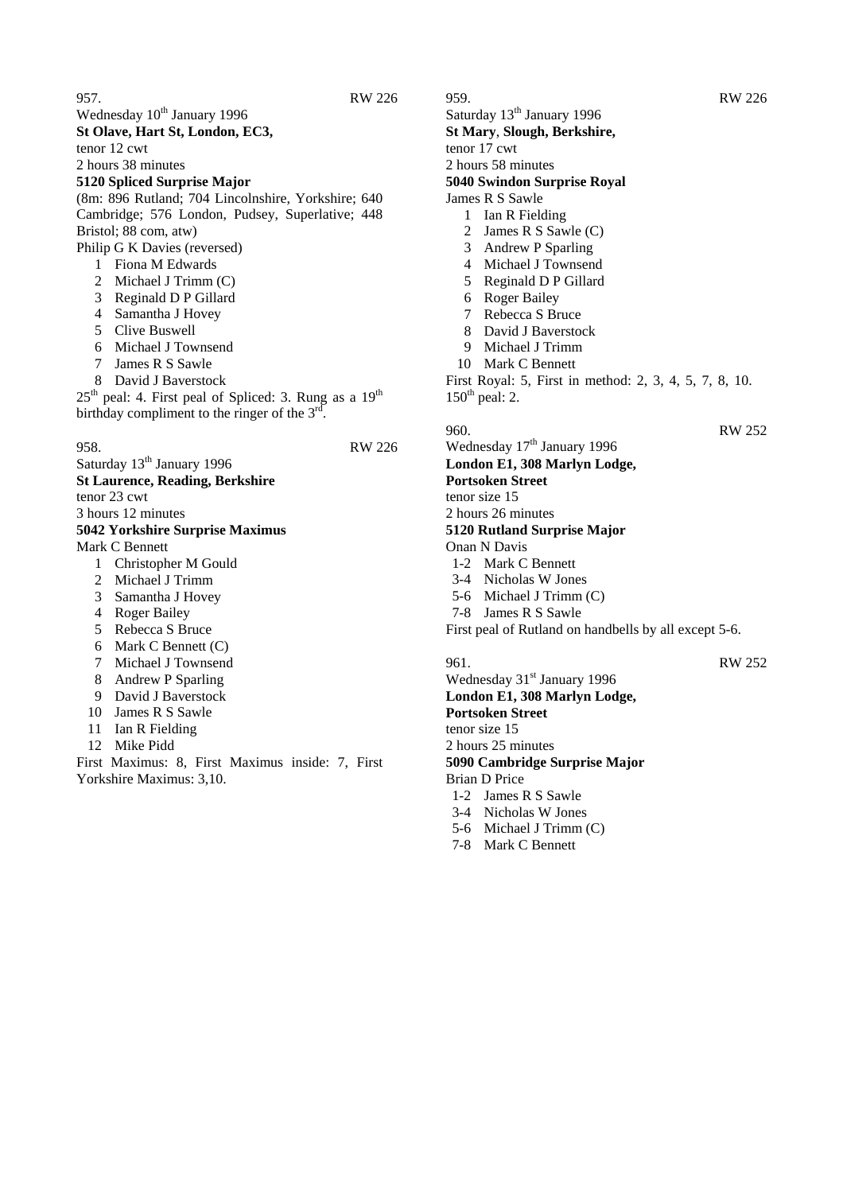957. RW 226

Wednesday 10th January 1996

**St Olave, Hart St, London, EC3,**

tenor 12 cwt

2 hours 38 minutes

**5120 Spliced Surprise Major**

(8m: 896 Rutland; 704 Lincolnshire, Yorkshire; 640 Cambridge; 576 London, Pudsey, Superlative; 448 Bristol; 88 com, atw)

Philip G K Davies (reversed)

1 Fiona M Edwards
2 Michael J Trimm (C)
3 Reginald D P Gillard
4 Samantha J Hovey
5 Clive Buswell
6 Michael J Townsend
7 James R S Sawle
8 David J Baverstock

25th peal: 4. First peal of Spliced: 3. Rung as a 19th birthday compliment to the ringer of the 3rd.

958. RW 226

Saturday 13th January 1996

**St Laurence, Reading, Berkshire**

tenor 23 cwt

3 hours 12 minutes

**5042 Yorkshire Surprise Maximus**

Mark C Bennett

1 Christopher M Gould
2 Michael J Trimm
3 Samantha J Hovey
4 Roger Bailey
5 Rebecca S Bruce
6 Mark C Bennett (C)
7 Michael J Townsend
8 Andrew P Sparling
9 David J Baverstock
10 James R S Sawle
11 Ian R Fielding
12 Mike Pidd

First Maximus: 8, First Maximus inside: 7, First Yorkshire Maximus: 3,10.

959. RW 226

Saturday 13th January 1996

**St Mary**, **Slough, Berkshire,**

tenor 17 cwt

2 hours 58 minutes

**5040 Swindon Surprise Royal**

James R S Sawle

1 Ian R Fielding
2 James R S Sawle (C)
3 Andrew P Sparling
4 Michael J Townsend
5 Reginald D P Gillard
6 Roger Bailey
7 Rebecca S Bruce
8 David J Baverstock
9 Michael J Trimm
10 Mark C Bennett

First Royal: 5, First in method: 2, 3, 4, 5, 7, 8, 10. 150th peal: 2.

960. RW 252

Wednesday 17th January 1996

**London E1, 308 Marlyn Lodge,**
**Portsoken Street**

tenor size 15

2 hours 26 minutes

**5120 Rutland Surprise Major**

Onan N Davis

1-2 Mark C Bennett
3-4 Nicholas W Jones
5-6 Michael J Trimm (C)
7-8 James R S Sawle

First peal of Rutland on handbells by all except 5-6.

961. RW 252

Wednesday 31st January 1996

**London E1, 308 Marlyn Lodge,**
**Portsoken Street**

tenor size 15

2 hours 25 minutes

**5090 Cambridge Surprise Major**

Brian D Price

1-2 James R S Sawle
3-4 Nicholas W Jones
5-6 Michael J Trimm (C)
7-8 Mark C Bennett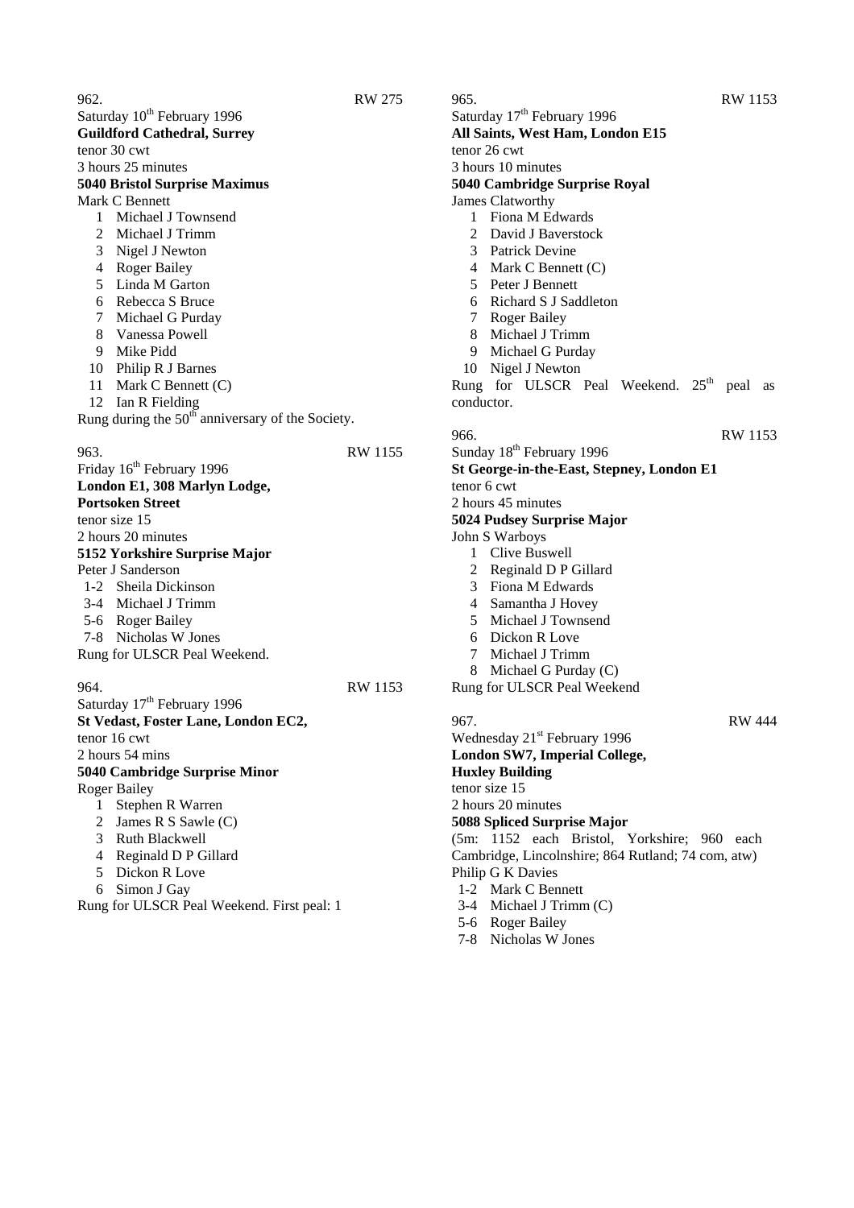962. RW 275

Saturday 10th February 1996

**Guildford Cathedral, Surrey**

tenor 30 cwt

3 hours 25 minutes

**5040 Bristol Surprise Maximus**

Mark C Bennett

1 Michael J Townsend
2 Michael J Trimm
3 Nigel J Newton
4 Roger Bailey
5 Linda M Garton
6 Rebecca S Bruce
7 Michael G Purday
8 Vanessa Powell
9 Mike Pidd
10 Philip R J Barnes
11 Mark C Bennett (C)
12 Ian R Fielding

Rung during the 50th anniversary of the Society.

963. RW 1155

Friday 16th February 1996

**London E1, 308 Marlyn Lodge, Portsoken Street**

tenor size 15

2 hours 20 minutes

**5152 Yorkshire Surprise Major**

Peter J Sanderson

1-2 Sheila Dickinson
3-4 Michael J Trimm
5-6 Roger Bailey
7-8 Nicholas W Jones

Rung for ULSCR Peal Weekend.

964. RW 1153

Saturday 17th February 1996

**St Vedast, Foster Lane, London EC2,**

tenor 16 cwt

2 hours 54 mins

**5040 Cambridge Surprise Minor**

Roger Bailey

1 Stephen R Warren
2 James R S Sawle (C)
3 Ruth Blackwell
4 Reginald D P Gillard
5 Dickon R Love
6 Simon J Gay

Rung for ULSCR Peal Weekend. First peal: 1

965. RW 1153

Saturday 17th February 1996

**All Saints, West Ham, London E15**

tenor 26 cwt

3 hours 10 minutes

**5040 Cambridge Surprise Royal**

James Clatworthy

1 Fiona M Edwards
2 David J Baverstock
3 Patrick Devine
4 Mark C Bennett (C)
5 Peter J Bennett
6 Richard S J Saddleton
7 Roger Bailey
8 Michael J Trimm
9 Michael G Purday
10 Nigel J Newton

Rung for ULSCR Peal Weekend. 25th peal as conductor.

966. RW 1153

Sunday 18th February 1996

**St George-in-the-East, Stepney, London E1**

tenor 6 cwt

2 hours 45 minutes

**5024 Pudsey Surprise Major**

John S Warboys

1 Clive Buswell
2 Reginald D P Gillard
3 Fiona M Edwards
4 Samantha J Hovey
5 Michael J Townsend
6 Dickon R Love
7 Michael J Trimm
8 Michael G Purday (C)

Rung for ULSCR Peal Weekend

967. RW 444

Wednesday 21st February 1996

**London SW7, Imperial College, Huxley Building**

tenor size 15

2 hours 20 minutes

**5088 Spliced Surprise Major**

(5m: 1152 each Bristol, Yorkshire; 960 each Cambridge, Lincolnshire; 864 Rutland; 74 com, atw)

Philip G K Davies

1-2 Mark C Bennett
3-4 Michael J Trimm (C)
5-6 Roger Bailey
7-8 Nicholas W Jones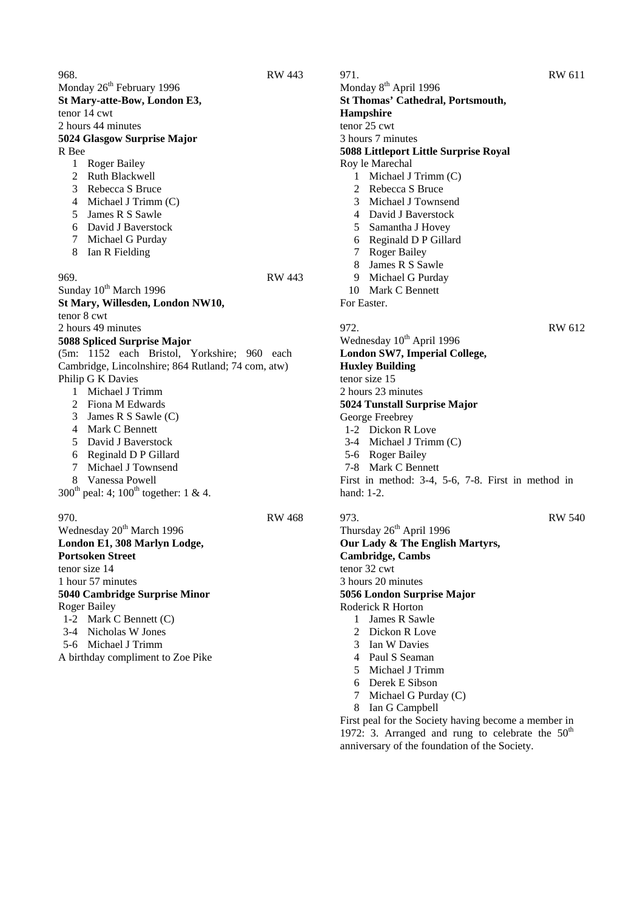968. RW 443

Monday 26th February 1996
**St Mary-atte-Bow, London E3,**
tenor 14 cwt
2 hours 44 minutes
**5024 Glasgow Surprise Major**
R Bee

1. Roger Bailey
2. Ruth Blackwell
3. Rebecca S Bruce
4. Michael J Trimm (C)
5. James R S Sawle
6. David J Baverstock
7. Michael G Purday
8. Ian R Fielding

969. RW 443

Sunday 10th March 1996
**St Mary, Willesden, London NW10,**
tenor 8 cwt
2 hours 49 minutes
**5088 Spliced Surprise Major**
(5m: 1152 each Bristol, Yorkshire; 960 each Cambridge, Lincolnshire; 864 Rutland; 74 com, atw)
Philip G K Davies

1. Michael J Trimm
2. Fiona M Edwards
3. James R S Sawle (C)
4. Mark C Bennett
5. David J Baverstock
6. Reginald D P Gillard
7. Michael J Townsend
8. Vanessa Powell

300th peal: 4; 100th together: 1 & 4.

970. RW 468

Wednesday 20th March 1996
**London E1, 308 Marlyn Lodge, Portsoken Street**
tenor size 14
1 hour 57 minutes
**5040 Cambridge Surprise Minor**
Roger Bailey

1-2 Mark C Bennett (C)
3-4 Nicholas W Jones
5-6 Michael J Trimm

A birthday compliment to Zoe Pike

971. RW 611

Monday 8th April 1996
**St Thomas' Cathedral, Portsmouth, Hampshire**
tenor 25 cwt
3 hours 7 minutes
**5088 Littleport Little Surprise Royal**
Roy le Marechal

1. Michael J Trimm (C)
2. Rebecca S Bruce
3. Michael J Townsend
4. David J Baverstock
5. Samantha J Hovey
6. Reginald D P Gillard
7. Roger Bailey
8. James R S Sawle
9. Michael G Purday
10. Mark C Bennett

For Easter.

972. RW 612

Wednesday 10th April 1996
**London SW7, Imperial College, Huxley Building**
tenor size 15
2 hours 23 minutes
**5024 Tunstall Surprise Major**
George Freebrey

1-2 Dickon R Love
3-4 Michael J Trimm (C)
5-6 Roger Bailey
7-8 Mark C Bennett

First in method: 3-4, 5-6, 7-8. First in method in hand: 1-2.

973. RW 540

Thursday 26th April 1996
**Our Lady & The English Martyrs, Cambridge, Cambs**
tenor 32 cwt
3 hours 20 minutes
**5056 London Surprise Major**
Roderick R Horton

1. James R Sawle
2. Dickon R Love
3. Ian W Davies
4. Paul S Seaman
5. Michael J Trimm
6. Derek E Sibson
7. Michael G Purday (C)
8. Ian G Campbell

First peal for the Society having become a member in 1972: 3. Arranged and rung to celebrate the 50th anniversary of the foundation of the Society.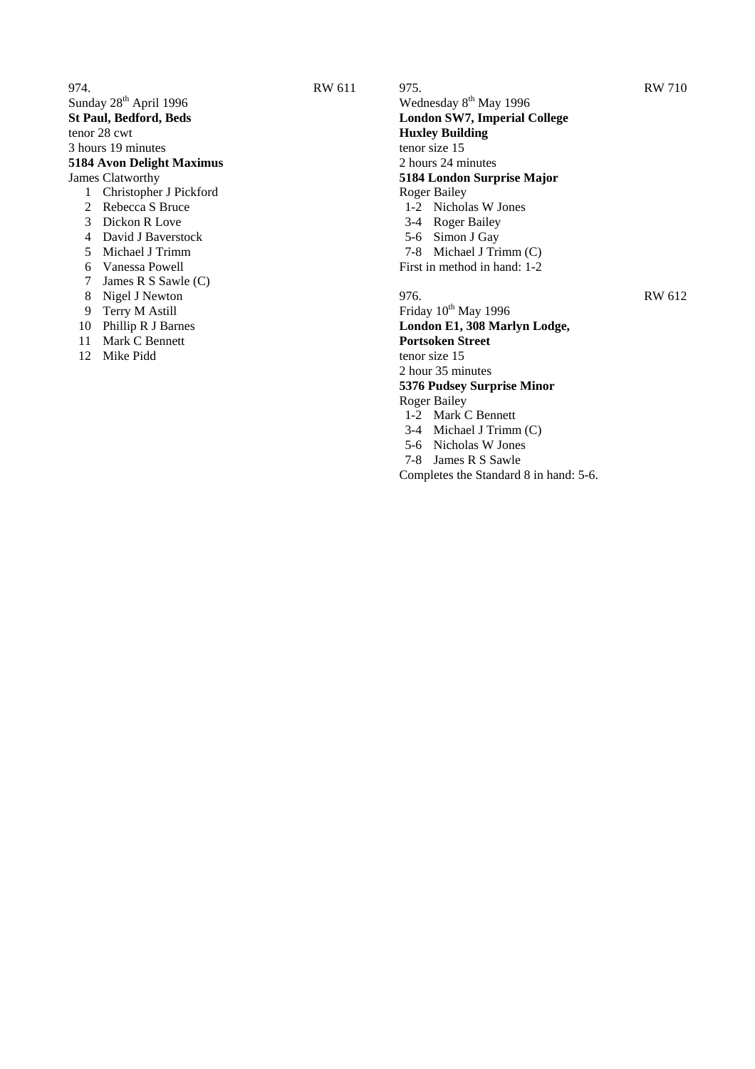974. RW 611

Sunday 28th April 1996

**St Paul, Bedford, Beds**

tenor 28 cwt

3 hours 19 minutes

**5184 Avon Delight Maximus**

James Clatworthy

1 Christopher J Pickford
2 Rebecca S Bruce
3 Dickon R Love
4 David J Baverstock
5 Michael J Trimm
6 Vanessa Powell
7 James R S Sawle (C)
8 Nigel J Newton
9 Terry M Astill
10 Phillip R J Barnes
11 Mark C Bennett
12 Mike Pidd

975. RW 710

Wednesday 8th May 1996

**London SW7, Imperial College**
**Huxley Building**

tenor size 15

2 hours 24 minutes

**5184 London Surprise Major**

Roger Bailey

1-2 Nicholas W Jones
3-4 Roger Bailey
5-6 Simon J Gay
7-8 Michael J Trimm (C)

First in method in hand: 1-2

976. RW 612

Friday 10th May 1996

**London E1, 308 Marlyn Lodge,**
**Portsoken Street**

tenor size 15

2 hour 35 minutes

**5376 Pudsey Surprise Minor**

Roger Bailey

1-2 Mark C Bennett
3-4 Michael J Trimm (C)
5-6 Nicholas W Jones
7-8 James R S Sawle

Completes the Standard 8 in hand: 5-6.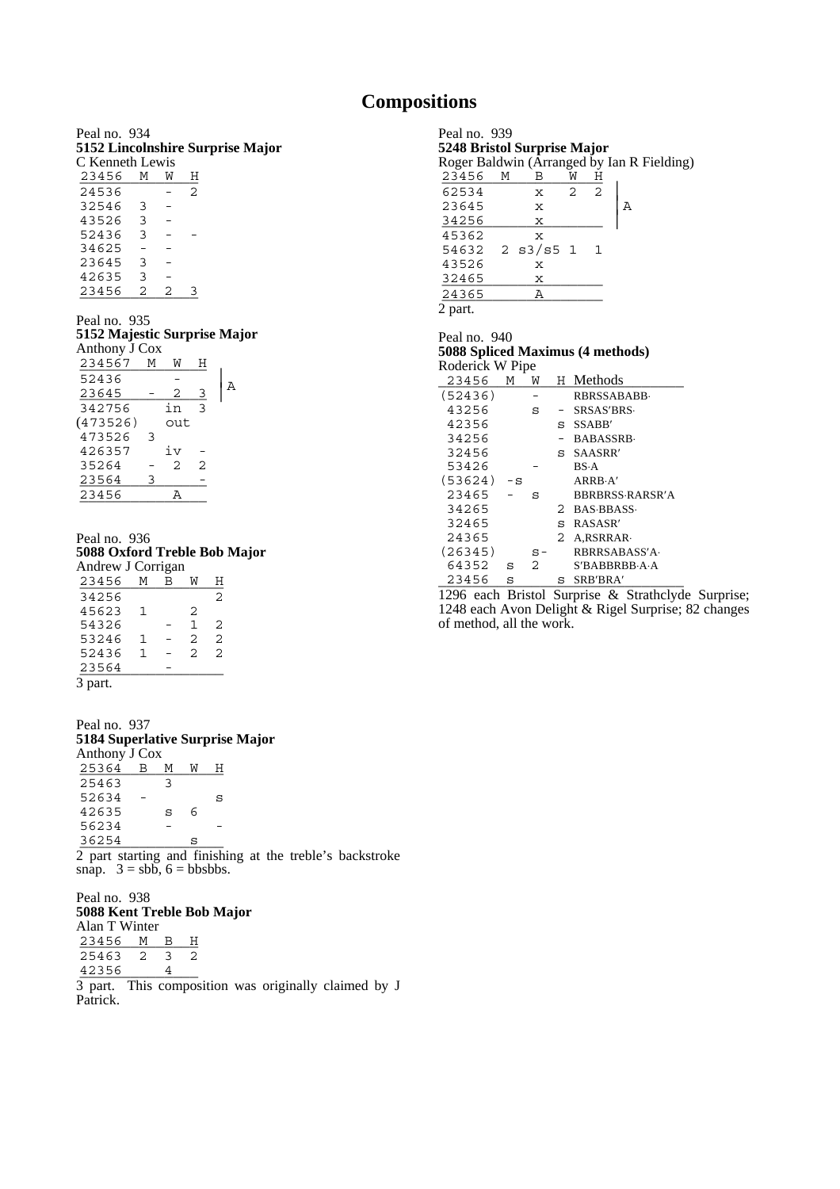# Compositions

Peal no. 934
**5152 Lincolnshire Surprise Major**
C Kenneth Lewis

| 23456 | M | W | H |
|---|---|---|---|
| 24536 | | - | 2 |
| 32546 | 3 | - | |
| 43526 | 3 | - | |
| 52436 | 3 | - | - |
| 34625 | - | - | |
| 23645 | 3 | - | |
| 42635 | 3 | - | |
| 23456 | 2 | 2 | 3 |

Peal no. 935
**5152 Majestic Surprise Major**
Anthony J Cox

| 234567 | M | W | H | |
|---|---|---|---|---|
| 52436 | | - | | A |
| 23645 | - | 2 | 3 | A |
| 342756 | | in | 3 | |
| (473526) | | out | | |
| 473526 | 3 | | | |
| 426357 | | iv | - | |
| 35264 | - | 2 | 2 | |
| 23564 | 3 | | - | |
| 23456 | | A | | |

Peal no. 936
**5088 Oxford Treble Bob Major**
Andrew J Corrigan

| 23456 | M | B | W | H |
|---|---|---|---|---|
| 34256 | | | | 2 |
| 45623 | 1 | | 2 | |
| 54326 | | - | 1 | 2 |
| 53246 | 1 | - | 2 | 2 |
| 52436 | 1 | - | 2 | 2 |
| 23564 | | - | | |

3 part.

Peal no. 937
**5184 Superlative Surprise Major**
Anthony J Cox

| 25364 | B | M | W | H |
|---|---|---|---|---|
| 25463 | | 3 | | |
| 52634 | - | | | s |
| 42635 | | s | 6 | |
| 56234 | | - | | - |
| 36254 | | | s | |

2 part starting and finishing at the treble's backstroke snap. 3 = sbb, 6 = bbsbbs.

Peal no. 938
**5088 Kent Treble Bob Major**
Alan T Winter

| 23456 | M | B | H |
|---|---|---|---|
| 25463 | 2 | 3 | 2 |
| 42356 | | 4 | |

3 part. This composition was originally claimed by J Patrick.

Peal no. 939
**5248 Bristol Surprise Major**
Roger Baldwin (Arranged by Ian R Fielding)

| 23456 | M | B | W | H | |
|---|---|---|---|---|---|
| 62534 | | x | 2 | 2 | A |
| 23645 | | x | | | A |
| 34256 | | x | | | A |
| 45362 | | x | | | |
| 54632 | 2 | s3/s5 | 1 | 1 | |
| 43526 | | x | | | |
| 32465 | | x | | | |
| 24365 | | A | | | |

2 part.

Peal no. 940
**5088 Spliced Maximus (4 methods)**
Roderick W Pipe

| 23456 | M | W | H | Methods |
|---|---|---|---|---|
| (52436) | | - | | RBRSSABABB· |
| 43256 | | s | - | SRSAS′BRS· |
| 42356 | | | s | SSABB′ |
| 34256 | | | - | BABASSRB· |
| 32456 | | | s | SAASRR′ |
| 53426 | | - | | BS·A |
| (53624) | -s | | | ARRB·A′ |
| 23465 | - | s | | BBRBRSS·RARSR′A |
| 34265 | | | 2 | BAS·BBASS· |
| 32465 | | | s | RASASR′ |
| 24365 | | | 2 | A,RSRRAR· |
| (26345) | | s- | | RBRRSABASS′A· |
| 64352 | s | 2 | | S′BABBRBB·A·A |
| 23456 | s | | s | SRB′BRA′ |

1296 each Bristol Surprise & Strathclyde Surprise; 1248 each Avon Delight & Rigel Surprise; 82 changes of method, all the work.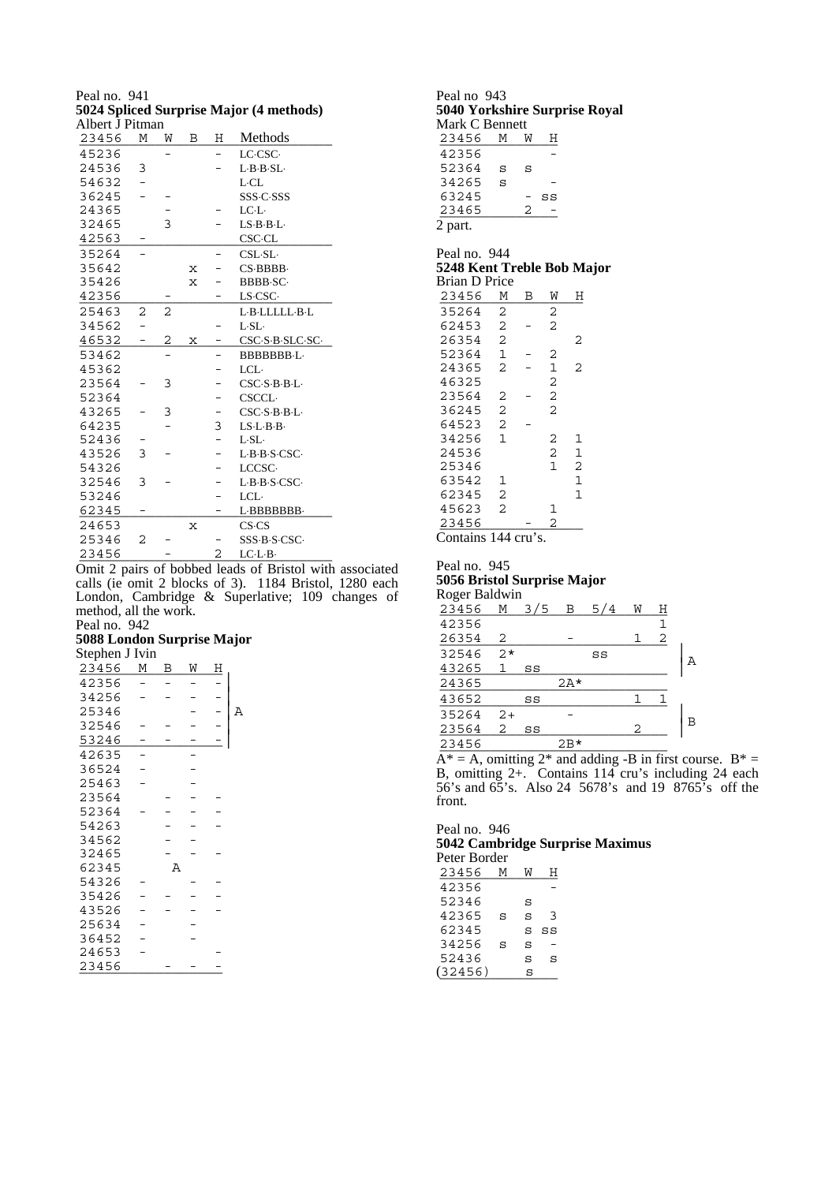Peal no. 941

**5024 Spliced Surprise Major (4 methods)**

Albert J Pitman

| 23456 | M | W | B | H | Methods |
|---|---|---|---|---|---|
| 45236 | | – | | – | LC·CSC· |
| 24536 | 3 | | | – | L·B·B·SL· |
| 54632 | – | | | | L·CL |
| 36245 | – | – | | | SSS·C·SSS |
| 24365 | | – | | – | LC·L· |
| 32465 | | 3 | | – | LS·B·B·L· |
| 42563 | – | | | | CSC·CL |
| 35264 | – | | | – | CSL·SL· |
| 35642 | | | x | – | CS·BBBB· |
| 35426 | | | x | – | BBBB·SC· |
| 42356 | | – | | – | LS·CSC· |
| 25463 | 2 | 2 | | | L·B·LLLLL·B·L |
| 34562 | – | | | – | L·SL· |
| 46532 | – | 2 | x | – | CSC·S·B·SLC·SC· |
| 53462 | | – | | – | BBBBBBB·L· |
| 45362 | | | | – | LCL· |
| 23564 | – | 3 | | – | CSC·S·B·B·L· |
| 52364 | | – | | – | CSCCL· |
| 43265 | – | 3 | | – | CSC·S·B·B·L· |
| 64235 | | – | | 3 | LS·L·B·B· |
| 52436 | – | | | – | L·SL· |
| 43526 | 3 | – | | – | L·B·B·S·CSC· |
| 54326 | | | | – | LCCSC· |
| 32546 | 3 | – | | – | L·B·B·S·CSC· |
| 53246 | | | | – | LCL· |
| 62345 | – | | | – | L·BBBBBBB· |
| 24653 | | | x | | CS·CS |
| 25346 | 2 | – | | – | SSS·B·S·CSC· |
| 23456 | | – | | 2 | LC·L·B· |

Omit 2 pairs of bobbed leads of Bristol with associated calls (ie omit 2 blocks of 3). 1184 Bristol, 1280 each London, Cambridge & Superlative; 109 changes of method, all the work.

Peal no. 942

**5088 London Surprise Major**

Stephen J Ivin

| 23456 | M | B | W | H | |
|---|---|---|---|---|---|
| 42356 | – | – | – | – | A |
| 34256 | – | – | – | – | A |
| 25346 | | | – | – | A |
| 32546 | – | – | – | – | A |
| 53246 | – | – | – | – | A |
| 42635 | – | | – | | |
| 36524 | – | | – | | |
| 25463 | – | | – | | |
| 23564 | | – | – | – | |
| 52364 | – | – | – | – | |
| 54263 | | – | – | – | |
| 34562 | | – | – | | |
| 32465 | | – | – | – | |
| 62345 | | A | | | |
| 54326 | – | | – | – | |
| 35426 | – | – | – | – | |
| 43526 | – | – | – | – | |
| 25634 | – | | – | | |
| 36452 | – | | – | | |
| 24653 | – | | | – | |
| 23456 | | – | – | – | |

Peal no 943

**5040 Yorkshire Surprise Royal**

Mark C Bennett

| 23456 | M | W | H |
|---|---|---|---|
| 42356 | | | – |
| 52364 | s | s | |
| 34265 | s | | – |
| 63245 | | – | ss |
| 23465 | | 2 | – |

2 part.

Peal no. 944

**5248 Kent Treble Bob Major**

Brian D Price

| 23456 | M | B | W | H |
|---|---|---|---|---|
| 35264 | 2 | | 2 | |
| 62453 | 2 | – | 2 | |
| 26354 | 2 | | | 2 |
| 52364 | 1 | – | 2 | |
| 24365 | 2 | – | 1 | 2 |
| 46325 | | | 2 | |
| 23564 | 2 | – | 2 | |
| 36245 | 2 | | 2 | |
| 64523 | 2 | – | | |
| 34256 | 1 | | 2 | 1 |
| 24536 | | | 2 | 1 |
| 25346 | | | 1 | 2 |
| 63542 | 1 | | | 1 |
| 62345 | 2 | | | 1 |
| 45623 | 2 | | 1 | |
| 23456 | | – | 2 | |

Contains 144 cru's.

Peal no. 945

**5056 Bristol Surprise Major**

Roger Baldwin

| 23456 | M | 3/5 | B | 5/4 | W | H | |
|---|---|---|---|---|---|---|---|
| 42356 | | | | | | 1 | |
| 26354 | 2 | | – | | 1 | 2 | |
| 32546 | 2* | | | ss | | | A |
| 43265 | 1 | ss | | | | | A |
| 24365 | | | 2A* | | | | |
| 43652 | | ss | | | 1 | 1 | |
| 35264 | 2+ | | – | | | | B |
| 23564 | 2 | ss | | | 2 | | B |
| 23456 | | | 2B* | | | | |

A* = A, omitting 2* and adding -B in first course. B* = B, omitting 2+. Contains 114 cru's including 24 each 56's and 65's. Also 24 5678's and 19 8765's off the front.

Peal no. 946

**5042 Cambridge Surprise Maximus**

Peter Border

| 23456 | M | W | H |
|---|---|---|---|
| 42356 | | | – |
| 52346 | | s | |
| 42365 | s | s | 3 |
| 62345 | | s | ss |
| 34256 | s | s | – |
| 52436 | | s | s |
| (32456) | | s | |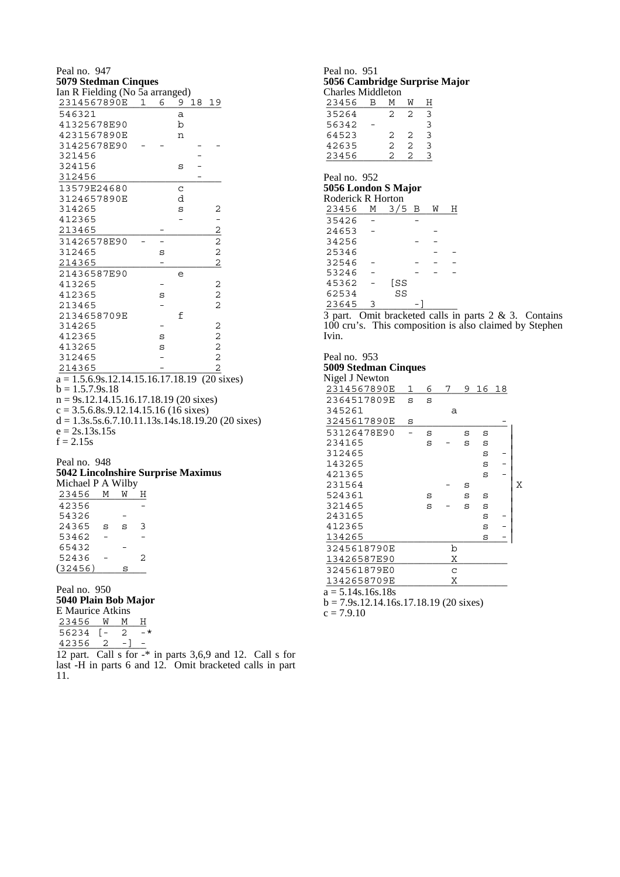Peal no. 947

**5079 Stedman Cinques**

Ian R Fielding (No 5a arranged)

| 2314567890E | 1 | 6 | 9 | 18 | 19 |
|---|---|---|---|---|---|
| 546321 | | | a | | |
| 41325678E90 | | | b | | |
| 4231567890E | | | n | | |
| 31425678E90 | - | - | | - | - |
| 321456 | | | | - | |
| 324156 | | | s | - | |
| 312456 | | | | - | |
| 13579E24680 | | | c | | |
| 3124657890E | | | d | | |
| 314265 | | | s | | 2 |
| 412365 | | | - | | - |
| 213465 | | - | | | 2 |
| 31426578E90 | - | - | | | 2 |
| 312465 | | s | | | 2 |
| 214365 | | - | | | 2 |
| 21436587E90 | | | e | | |
| 413265 | | - | | | 2 |
| 412365 | | s | | | 2 |
| 213465 | | - | | | 2 |
| 2134658709E | | | f | | |
| 314265 | | - | | | 2 |
| 412365 | | s | | | 2 |
| 413265 | | s | | | 2 |
| 312465 | | - | | | 2 |
| 214365 | | - | | | 2 |

a = 1.5.6.9s.12.14.15.16.17.18.19 (20 sixes)
b = 1.5.7.9s.18
n = 9s.12.14.15.16.17.18.19 (20 sixes)
c = 3.5.6.8s.9.12.14.15.16 (16 sixes)
d = 1.3s.5s.6.7.10.11.13s.14s.18.19.20 (20 sixes)
e = 2s.13s.15s
f = 2.15s

Peal no. 948

**5042 Lincolnshire Surprise Maximus**

Michael P A Wilby

| 23456 | M | W | H |
|---|---|---|---|
| 42356 | | | - |
| 54326 | | - | |
| 24365 | s | s | 3 |
| 53462 | - | | - |
| 65432 | | - | |
| 52436 | - | | 2 |
| (32456) | | s | |

Peal no. 950

**5040 Plain Bob Major**

E Maurice Atkins

| 23456 | W | M | H |
|---|---|---|---|
| 56234 | [- | 2 | -* |
| 42356 | 2 | -] | - |

12 part. Call s for -* in parts 3,6,9 and 12. Call s for last -H in parts 6 and 12. Omit bracketed calls in part 11.

Peal no. 951

**5056 Cambridge Surprise Major**

Charles Middleton

| 23456 | B | M | W | H |
|---|---|---|---|---|
| 35264 | | 2 | 2 | 3 |
| 56342 | - | | | 3 |
| 64523 | | 2 | 2 | 3 |
| 42635 | | 2 | 2 | 3 |
| 23456 | | 2 | 2 | 3 |

Peal no. 952

**5056 London S Major**

Roderick R Horton

| 23456 | M | 3/5 | B | W | H |
|---|---|---|---|---|---|
| 35426 | - | | - | | |
| 24653 | - | | | - | |
| 34256 | | | - | - | |
| 25346 | | | | - | - |
| 32546 | - | | - | - | - |
| 53246 | - | | - | - | - |
| 45362 | - | [SS | | | |
| 62534 | | SS | | | |
| 23645 | 3 | | -] | | |

3 part. Omit bracketed calls in parts 2 & 3. Contains 100 cru's. This composition is also claimed by Stephen Ivin.

Peal no. 953

**5009 Stedman Cinques**

Nigel J Newton

| 2314567890E | 1 | 6 | 7 | 9 | 16 | 18 | |
|---|---|---|---|---|---|---|---|
| 2364517809E | s | s | | | | | |
| 345261 | | | a | | | | |
| 3245617890E | s | | | | | - | |
| 53126478E90 | - | s | | s | s | | X |
| 234165 | | s | - | s | s | | X |
| 312465 | | | | | s | - | X |
| 143265 | | | | | s | - | X |
| 421365 | | | | | s | - | X |
| 231564 | | | - | s | | | X |
| 524361 | | s | | s | s | | X |
| 321465 | | s | - | s | s | | X |
| 243165 | | | | | s | - | X |
| 412365 | | | | | s | - | X |
| 134265 | | | | | s | - | X |
| 3245618790E | | | b | | | | |
| 13426587E90 | | | X | | | | |
| 324561879E0 | | | c | | | | |
| 1342658709E | | | X | | | | |

a = 5.14s.16s.18s
b = 7.9s.12.14.16s.17.18.19 (20 sixes)
c = 7.9.10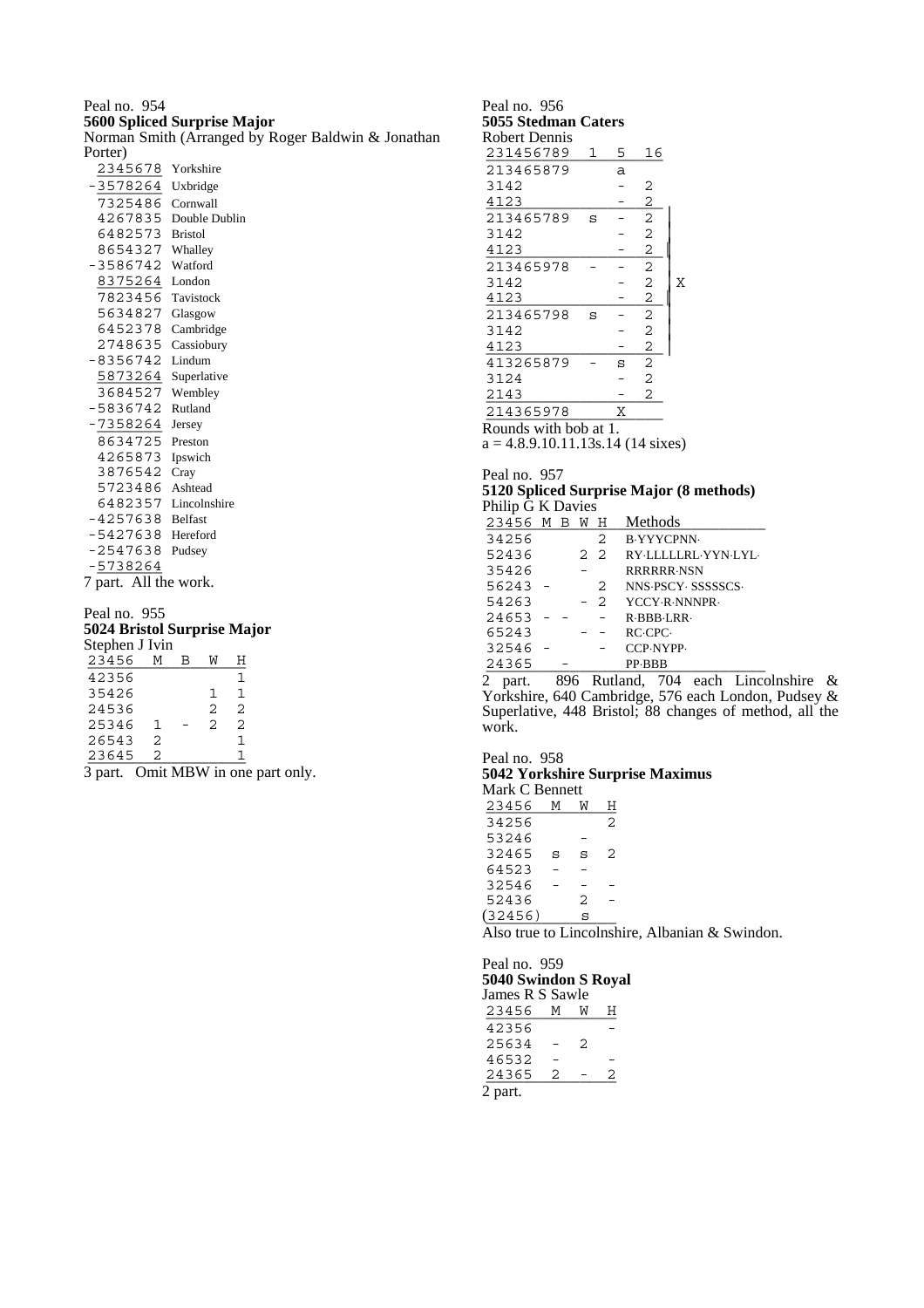Peal no. 954

**5600 Spliced Surprise Major**

Norman Smith (Arranged by Roger Baldwin & Jonathan Porter)

| | |
|---|---|
| 2345678 | Yorkshire |
| -3578264 | Uxbridge |
| 7325486 | Cornwall |
| 4267835 | Double Dublin |
| 6482573 | Bristol |
| 8654327 | Whalley |
| -3586742 | Watford |
| 8375264 | London |
| 7823456 | Tavistock |
| 5634827 | Glasgow |
| 6452378 | Cambridge |
| 2748635 | Cassiobury |
| -8356742 | Lindum |
| 5873264 | Superlative |
| 3684527 | Wembley |
| -5836742 | Rutland |
| -7358264 | Jersey |
| 8634725 | Preston |
| 4265873 | Ipswich |
| 3876542 | Cray |
| 5723486 | Ashtead |
| 6482357 | Lincolnshire |
| -4257638 | Belfast |
| -5427638 | Hereford |
| -2547638 | Pudsey |
| -5738264 | |

7 part. All the work.

Peal no. 955

**5024 Bristol Surprise Major**

Stephen J Ivin

| 23456 | M | B | W | H |
|---|---|---|---|---|
| 42356 | | | | 1 |
| 35426 | | | 1 | 1 |
| 24536 | | | 2 | 2 |
| 25346 | 1 | - | 2 | 2 |
| 26543 | 2 | | | 1 |
| 23645 | 2 | | | 1 |

3 part. Omit MBW in one part only.

Peal no. 956

**5055 Stedman Caters**

Robert Dennis

| 231456789 | 1 | 5 | 16 | |
|---|---|---|---|---|
| 213465879 | | a | | |
| 3142 | | - | 2 | |
| 4123 | | - | 2 | |
| 213465789 | s | - | 2 | X |
| 3142 | | - | 2 | X |
| 4123 | | - | 2 | X |
| 213465978 | - | - | 2 | X |
| 3142 | | - | 2 | X |
| 4123 | | - | 2 | X |
| 213465798 | s | - | 2 | X |
| 3142 | | - | 2 | X |
| 4123 | | - | 2 | X |
| 413265879 | - | s | 2 | |
| 3124 | | - | 2 | |
| 2143 | | - | 2 | |
| 214365978 | | X | | |

Rounds with bob at 1.

a = 4.8.9.10.11.13s.14 (14 sixes)

Peal no. 957

**5120 Spliced Surprise Major (8 methods)**

Philip G K Davies

| 23456 | M | B | W | H | Methods |
|---|---|---|---|---|---|
| 34256 | | | | 2 | B·YYYCPNN· |
| 52436 | | | 2 | 2 | RY·LLLLLRL·YYN·LYL· |
| 35426 | | | - | | RRRRRR·NSN |
| 56243 | - | | | 2 | NNS·PSCY· SSSSSCS· |
| 54263 | | | - | 2 | YCCY·R·NNNPR· |
| 24653 | - | - | | - | R·BBB·LRR· |
| 65243 | | | - | - | RC·CPC· |
| 32546 | - | | | - | CCP·NYPP· |
| 24365 | | - | | | PP·BBB |

2 part. 896 Rutland, 704 each Lincolnshire & Yorkshire, 640 Cambridge, 576 each London, Pudsey & Superlative, 448 Bristol; 88 changes of method, all the work.

Peal no. 958

**5042 Yorkshire Surprise Maximus**

Mark C Bennett

| 23456 | M | W | H |
|---|---|---|---|
| 34256 | | | 2 |
| 53246 | | - | |
| 32465 | s | s | 2 |
| 64523 | - | - | |
| 32546 | - | - | - |
| 52436 | | 2 | - |
| (32456) | | s | |

Also true to Lincolnshire, Albanian & Swindon.

Peal no. 959

**5040 Swindon S Royal**

James R S Sawle

| 23456 | M | W | H |
|---|---|---|---|
| 42356 | | | - |
| 25634 | - | 2 | |
| 46532 | - | | - |
| 24365 | 2 | - | 2 |

2 part.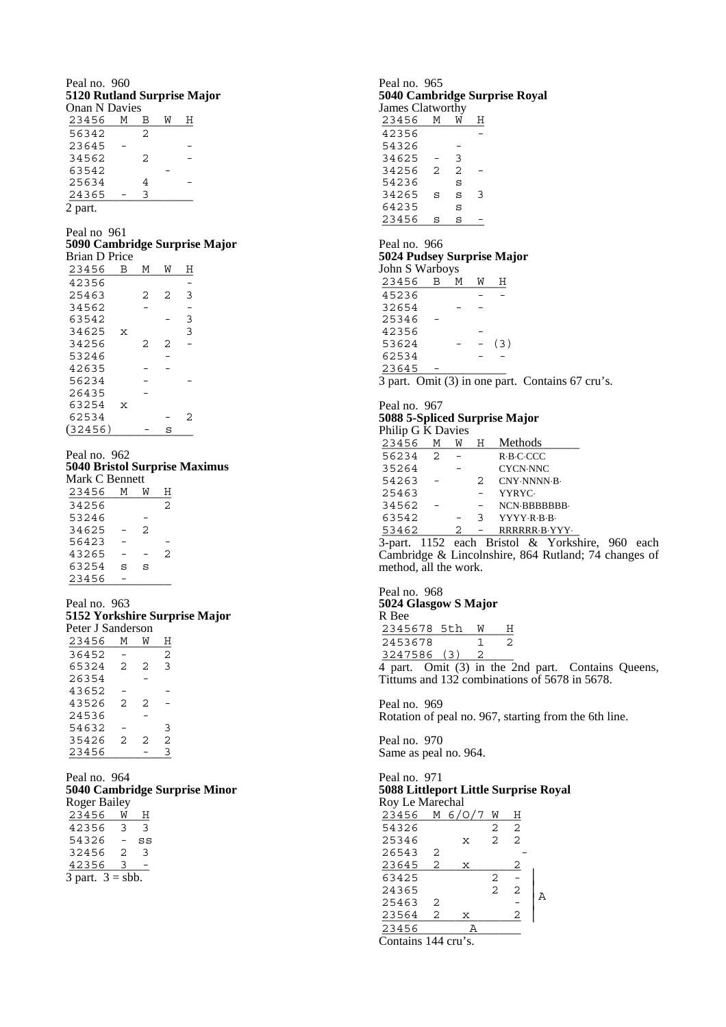Peal no. 960
**5120 Rutland Surprise Major**
Onan N Davies

| 23456 | M | B | W | H |
|---|---|---|---|---|
| 56342 | | 2 | | |
| 23645 | - | | | - |
| 34562 | | 2 | | - |
| 63542 | | | - | |
| 25634 | | 4 | | - |
| 24365 | - | 3 | | |

2 part.

Peal no 961
**5090 Cambridge Surprise Major**
Brian D Price

| 23456 | B | M | W | H |
|---|---|---|---|---|
| 42356 | | | | - |
| 25463 | | 2 | 2 | 3 |
| 34562 | | - | | - |
| 63542 | | | - | 3 |
| 34625 | x | | | 3 |
| 34256 | | 2 | 2 | - |
| 53246 | | | - | |
| 42635 | | - | - | |
| 56234 | | - | | - |
| 26435 | | - | | |
| 63254 | x | | | |
| 62534 | | | - | 2 |
| (32456) | | - | s | |

Peal no. 962
**5040 Bristol Surprise Maximus**
Mark C Bennett

| 23456 | M | W | H |
|---|---|---|---|
| 34256 | | | 2 |
| 53246 | | - | |
| 34625 | - | 2 | |
| 56423 | - | | - |
| 43265 | - | - | 2 |
| 63254 | s | s | |
| 23456 | - | | |

Peal no. 963
**5152 Yorkshire Surprise Major**
Peter J Sanderson

| 23456 | M | W | H |
|---|---|---|---|
| 36452 | - | | 2 |
| 65324 | 2 | 2 | 3 |
| 26354 | | - | |
| 43652 | - | | - |
| 43526 | 2 | 2 | - |
| 24536 | | - | |
| 54632 | - | | 3 |
| 35426 | 2 | 2 | 2 |
| 23456 | | - | 3 |

Peal no. 964
**5040 Cambridge Surprise Minor**
Roger Bailey

| 23456 | W | H |
|---|---|---|
| 42356 | 3 | 3 |
| 54326 | - | ss |
| 32456 | 2 | 3 |
| 42356 | 3 | - |

3 part. 3 = sbb.

Peal no. 965
**5040 Cambridge Surprise Royal**
James Clatworthy

| 23456 | M | W | H |
|---|---|---|---|
| 42356 | | | - |
| 54326 | | - | |
| 34625 | - | 3 | |
| 34256 | 2 | 2 | - |
| 54236 | | s | |
| 34265 | s | s | 3 |
| 64235 | | s | |
| 23456 | s | s | - |

Peal no. 966
**5024 Pudsey Surprise Major**
John S Warboys

| 23456 | B | M | W | H |
|---|---|---|---|---|
| 45236 | | | - | - |
| 32654 | | - | - | |
| 25346 | - | | | |
| 42356 | | | - | |
| 53624 | | - | - | (3) |
| 62534 | | | - | - |
| 23645 | - | | | |

3 part. Omit (3) in one part. Contains 67 cru's.

Peal no. 967
**5088 5-Spliced Surprise Major**
Philip G K Davies

| 23456 | M | W | H | Methods |
|---|---|---|---|---|
| 56234 | 2 | - | | R·B·C·CCC |
| 35264 | | - | | CYCN·NNC |
| 54263 | - | | 2 | CNY·NNNN·B· |
| 25463 | | | - | YYRYC· |
| 34562 | - | | - | NCN·BBBBBBB· |
| 63542 | | - | 3 | YYYY·R·B·B· |
| 53462 | | 2 | - | RRRRRR·B·YYY· |

3-part. 1152 each Bristol & Yorkshire, 960 each Cambridge & Lincolnshire, 864 Rutland; 74 changes of method, all the work.

Peal no. 968
**5024 Glasgow S Major**
R Bee

| 2345678 | 5th | W | H |
|---|---|---|---|
| 2453678 | | 1 | 2 |
| 3247586 | (3) | 2 | |

4 part. Omit (3) in the 2nd part. Contains Queens, Tittums and 132 combinations of 5678 in 5678.

Peal no. 969
Rotation of peal no. 967, starting from the 6th line.

Peal no. 970
Same as peal no. 964.

Peal no. 971
**5088 Littleport Little Surprise Royal**
Roy Le Marechal

| 23456 | M | 6/O/7 | W | H | |
|---|---|---|---|---|---|
| 54326 | | | 2 | 2 | |
| 25346 | | x | 2 | 2 | |
| 26543 | 2 | | | - | |
| 23645 | 2 | x | | 2 | |
| 63425 | | | 2 | - | A |
| 24365 | | | 2 | 2 | A |
| 25463 | 2 | | | - | A |
| 23564 | 2 | x | | 2 | A |
| 23456 | | A | | | |

Contains 144 cru's.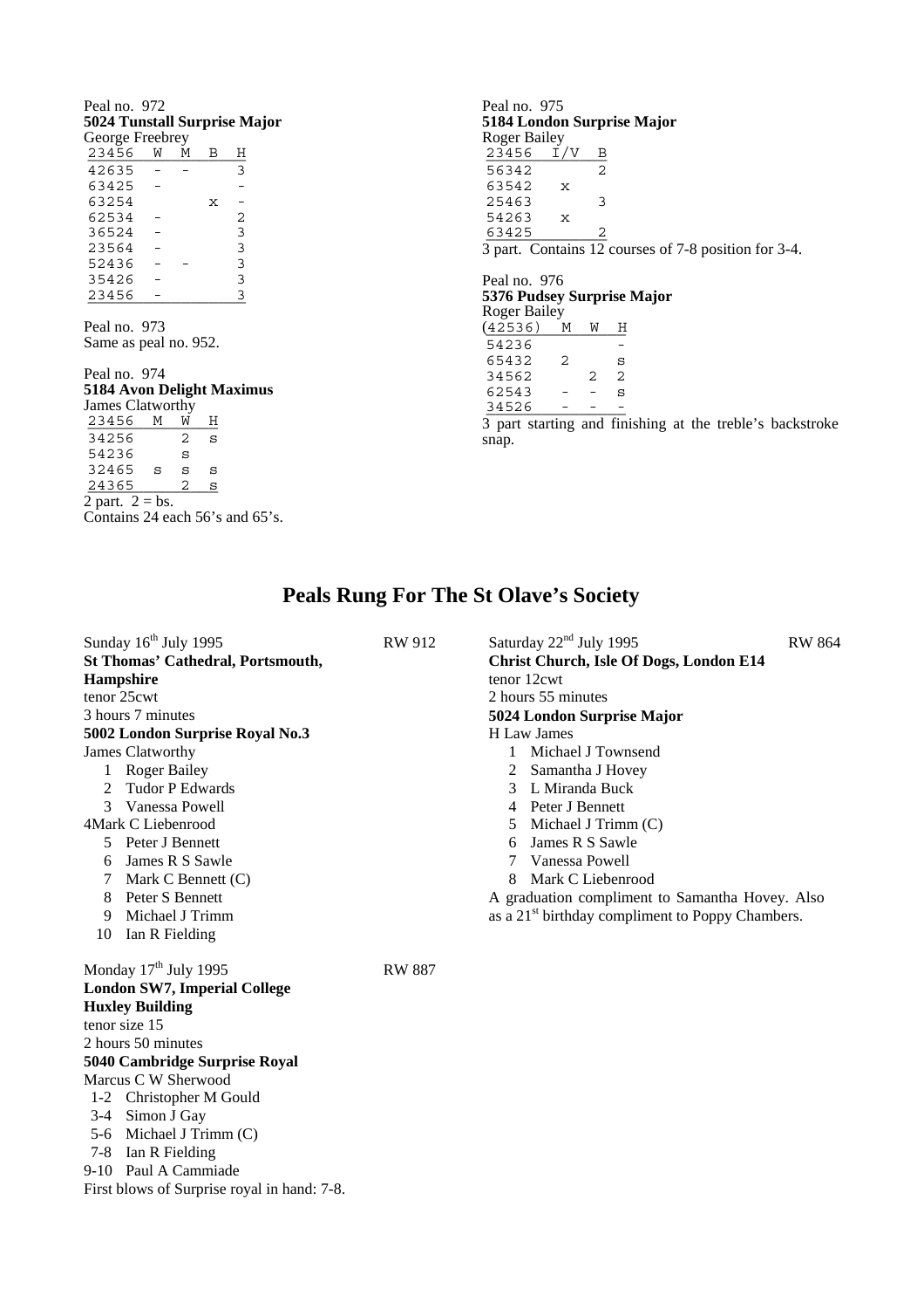Peal no. 972
**5024 Tunstall Surprise Major**
George Freebrey

| 23456 | W | M | B | H |
|---|---|---|---|---|
| 42635 | - | - | | 3 |
| 63425 | - | | | - |
| 63254 | | | x | - |
| 62534 | - | | | 2 |
| 36524 | - | | | 3 |
| 23564 | - | | | 3 |
| 52436 | - | - | | 3 |
| 35426 | - | | | 3 |
| 23456 | - | | | 3 |

Peal no. 973
Same as peal no. 952.

Peal no. 974
**5184 Avon Delight Maximus**
James Clatworthy

| 23456 | M | W | H |
|---|---|---|---|
| 34256 | | 2 | s |
| 54236 | | s | |
| 32465 | s | s | s |
| 24365 | | 2 | s |

2 part. 2 = bs.
Contains 24 each 56's and 65's.

Peal no. 975
**5184 London Surprise Major**
Roger Bailey

| 23456 | I/V | B |
|---|---|---|
| 56342 | | 2 |
| 63542 | x | |
| 25463 | | 3 |
| 54263 | x | |
| 63425 | | 2 |

3 part. Contains 12 courses of 7-8 position for 3-4.

Peal no. 976
**5376 Pudsey Surprise Major**
Roger Bailey

| (42536) | M | W | H |
|---|---|---|---|
| 54236 | | | - |
| 65432 | 2 | | s |
| 34562 | | 2 | 2 |
| 62543 | - | - | s |
| 34526 | - | - | - |

3 part starting and finishing at the treble's backstroke snap.

## Peals Rung For The St Olave's Society

Sunday 16th July 1995 — RW 912
**St Thomas' Cathedral, Portsmouth, Hampshire**
tenor 25cwt
3 hours 7 minutes
**5002 London Surprise Royal No.3**
James Clatworthy

1. Roger Bailey
2. Tudor P Edwards
3. Vanessa Powell
4. Mark C Liebenrood
5. Peter J Bennett
6. James R S Sawle
7. Mark C Bennett (C)
8. Peter S Bennett
9. Michael J Trimm
10. Ian R Fielding

Monday 17th July 1995 — RW 887
**London SW7, Imperial College Huxley Building**
tenor size 15
2 hours 50 minutes
**5040 Cambridge Surprise Royal**
Marcus C W Sherwood

- 1-2 Christopher M Gould
- 3-4 Simon J Gay
- 5-6 Michael J Trimm (C)
- 7-8 Ian R Fielding
- 9-10 Paul A Cammiade

First blows of Surprise royal in hand: 7-8.

Saturday 22nd July 1995 — RW 864
**Christ Church, Isle Of Dogs, London E14**
tenor 12cwt
2 hours 55 minutes
**5024 London Surprise Major**
H Law James

1. Michael J Townsend
2. Samantha J Hovey
3. L Miranda Buck
4. Peter J Bennett
5. Michael J Trimm (C)
6. James R S Sawle
7. Vanessa Powell
8. Mark C Liebenrood

A graduation compliment to Samantha Hovey. Also as a 21st birthday compliment to Poppy Chambers.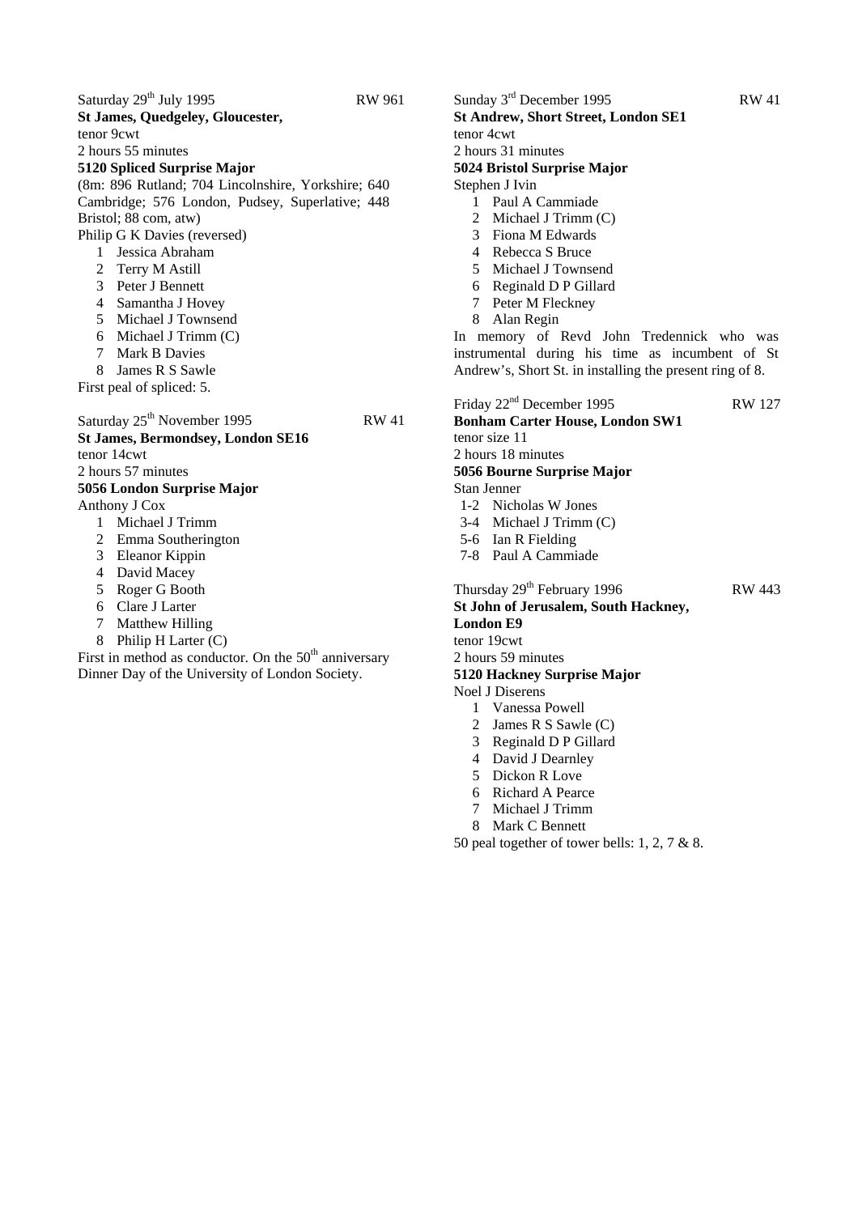Saturday 29th July 1995 RW 961

**St James, Quedgeley, Gloucester,**

tenor 9cwt

2 hours 55 minutes

**5120 Spliced Surprise Major**

(8m: 896 Rutland; 704 Lincolnshire, Yorkshire; 640 Cambridge; 576 London, Pudsey, Superlative; 448 Bristol; 88 com, atw)

Philip G K Davies (reversed)

1. Jessica Abraham
2. Terry M Astill
3. Peter J Bennett
4. Samantha J Hovey
5. Michael J Townsend
6. Michael J Trimm (C)
7. Mark B Davies
8. James R S Sawle

First peal of spliced: 5.

Saturday 25th November 1995 RW 41

**St James, Bermondsey, London SE16**

tenor 14cwt

2 hours 57 minutes

**5056 London Surprise Major**

Anthony J Cox

1. Michael J Trimm
2. Emma Southerington
3. Eleanor Kippin
4. David Macey
5. Roger G Booth
6. Clare J Larter
7. Matthew Hilling
8. Philip H Larter (C)

First in method as conductor. On the 50th anniversary Dinner Day of the University of London Society.

Sunday 3rd December 1995 RW 41

**St Andrew, Short Street, London SE1**

tenor 4cwt

2 hours 31 minutes

**5024 Bristol Surprise Major**

Stephen J Ivin

1. Paul A Cammiade
2. Michael J Trimm (C)
3. Fiona M Edwards
4. Rebecca S Bruce
5. Michael J Townsend
6. Reginald D P Gillard
7. Peter M Fleckney
8. Alan Regin

In memory of Revd John Tredennick who was instrumental during his time as incumbent of St Andrew's, Short St. in installing the present ring of 8.

Friday 22nd December 1995 RW 127

**Bonham Carter House, London SW1**

tenor size 11

2 hours 18 minutes

**5056 Bourne Surprise Major**

Stan Jenner

1-2 Nicholas W Jones
3-4 Michael J Trimm (C)
5-6 Ian R Fielding
7-8 Paul A Cammiade

Thursday 29th February 1996 RW 443

**St John of Jerusalem, South Hackney, London E9**

tenor 19cwt

2 hours 59 minutes

**5120 Hackney Surprise Major**

Noel J Diserens

1. Vanessa Powell
2. James R S Sawle (C)
3. Reginald D P Gillard
4. David J Dearnley
5. Dickon R Love
6. Richard A Pearce
7. Michael J Trimm
8. Mark C Bennett

50 peal together of tower bells: 1, 2, 7 & 8.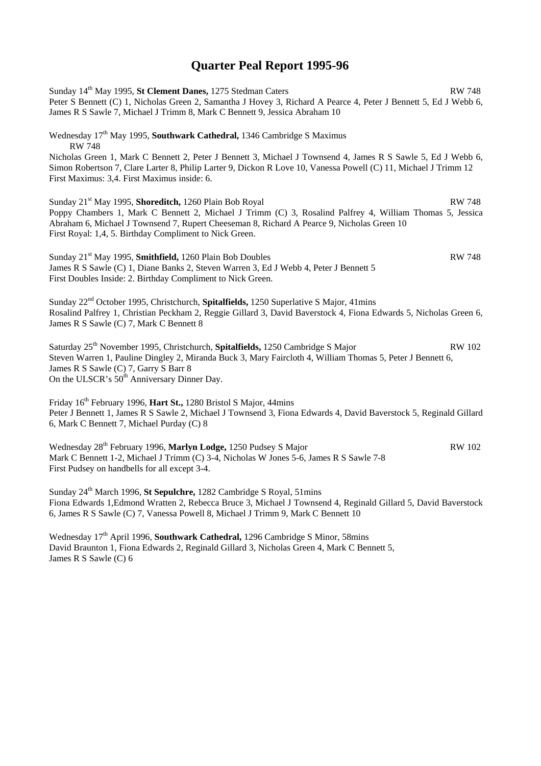# Quarter Peal Report 1995-96

Sunday 14th May 1995, **St Clement Danes,** 1275 Stedman Caters RW 748
Peter S Bennett (C) 1, Nicholas Green 2, Samantha J Hovey 3, Richard A Pearce 4, Peter J Bennett 5, Ed J Webb 6, James R S Sawle 7, Michael J Trimm 8, Mark C Bennett 9, Jessica Abraham 10

Wednesday 17th May 1995, **Southwark Cathedral,** 1346 Cambridge S Maximus RW 748
Nicholas Green 1, Mark C Bennett 2, Peter J Bennett 3, Michael J Townsend 4, James R S Sawle 5, Ed J Webb 6, Simon Robertson 7, Clare Larter 8, Philip Larter 9, Dickon R Love 10, Vanessa Powell (C) 11, Michael J Trimm 12
First Maximus: 3,4. First Maximus inside: 6.

Sunday 21st May 1995, **Shoreditch,** 1260 Plain Bob Royal RW 748
Poppy Chambers 1, Mark C Bennett 2, Michael J Trimm (C) 3, Rosalind Palfrey 4, William Thomas 5, Jessica Abraham 6, Michael J Townsend 7, Rupert Cheeseman 8, Richard A Pearce 9, Nicholas Green 10
First Royal: 1,4, 5. Birthday Compliment to Nick Green.

Sunday 21st May 1995, **Smithfield,** 1260 Plain Bob Doubles RW 748
James R S Sawle (C) 1, Diane Banks 2, Steven Warren 3, Ed J Webb 4, Peter J Bennett 5
First Doubles Inside: 2. Birthday Compliment to Nick Green.

Sunday 22nd October 1995, Christchurch, **Spitalfields,** 1250 Superlative S Major, 41mins
Rosalind Palfrey 1, Christian Peckham 2, Reggie Gillard 3, David Baverstock 4, Fiona Edwards 5, Nicholas Green 6, James R S Sawle (C) 7, Mark C Bennett 8

Saturday 25th November 1995, Christchurch, **Spitalfields,** 1250 Cambridge S Major RW 102
Steven Warren 1, Pauline Dingley 2, Miranda Buck 3, Mary Faircloth 4, William Thomas 5, Peter J Bennett 6, James R S Sawle (C) 7, Garry S Barr 8
On the ULSCR's 50th Anniversary Dinner Day.

Friday 16th February 1996, **Hart St.,** 1280 Bristol S Major, 44mins
Peter J Bennett 1, James R S Sawle 2, Michael J Townsend 3, Fiona Edwards 4, David Baverstock 5, Reginald Gillard 6, Mark C Bennett 7, Michael Purday (C) 8

Wednesday 28th February 1996, **Marlyn Lodge,** 1250 Pudsey S Major RW 102
Mark C Bennett 1-2, Michael J Trimm (C) 3-4, Nicholas W Jones 5-6, James R S Sawle 7-8
First Pudsey on handbells for all except 3-4.

Sunday 24th March 1996, **St Sepulchre,** 1282 Cambridge S Royal, 51mins
Fiona Edwards 1,Edmond Wratten 2, Rebecca Bruce 3, Michael J Townsend 4, Reginald Gillard 5, David Baverstock 6, James R S Sawle (C) 7, Vanessa Powell 8, Michael J Trimm 9, Mark C Bennett 10

Wednesday 17th April 1996, **Southwark Cathedral,** 1296 Cambridge S Minor, 58mins
David Braunton 1, Fiona Edwards 2, Reginald Gillard 3, Nicholas Green 4, Mark C Bennett 5, James R S Sawle (C) 6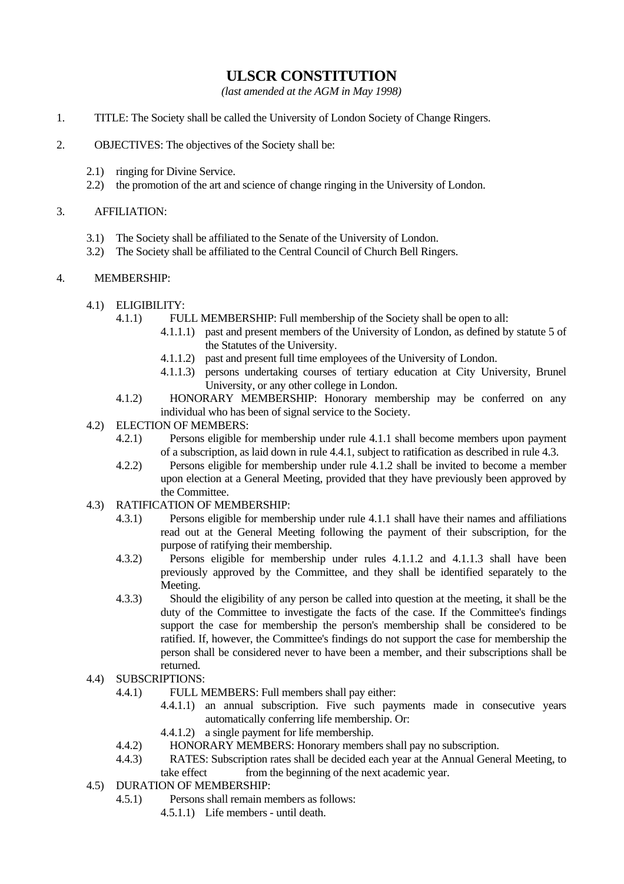# ULSCR CONSTITUTION

*(last amended at the AGM in May 1998)*

1. TITLE: The Society shall be called the University of London Society of Change Ringers.

2. OBJECTIVES: The objectives of the Society shall be:

   2.1) ringing for Divine Service.
   2.2) the promotion of the art and science of change ringing in the University of London.

3. AFFILIATION:

   3.1) The Society shall be affiliated to the Senate of the University of London.
   3.2) The Society shall be affiliated to the Central Council of Church Bell Ringers.

4. MEMBERSHIP:

   4.1) ELIGIBILITY:
      4.1.1) FULL MEMBERSHIP: Full membership of the Society shall be open to all:
         4.1.1.1) past and present members of the University of London, as defined by statute 5 of the Statutes of the University.
         4.1.1.2) past and present full time employees of the University of London.
         4.1.1.3) persons undertaking courses of tertiary education at City University, Brunel University, or any other college in London.
      4.1.2) HONORARY MEMBERSHIP: Honorary membership may be conferred on any individual who has been of signal service to the Society.
   4.2) ELECTION OF MEMBERS:
      4.2.1) Persons eligible for membership under rule 4.1.1 shall become members upon payment of a subscription, as laid down in rule 4.4.1, subject to ratification as described in rule 4.3.
      4.2.2) Persons eligible for membership under rule 4.1.2 shall be invited to become a member upon election at a General Meeting, provided that they have previously been approved by the Committee.
   4.3) RATIFICATION OF MEMBERSHIP:
      4.3.1) Persons eligible for membership under rule 4.1.1 shall have their names and affiliations read out at the General Meeting following the payment of their subscription, for the purpose of ratifying their membership.
      4.3.2) Persons eligible for membership under rules 4.1.1.2 and 4.1.1.3 shall have been previously approved by the Committee, and they shall be identified separately to the Meeting.
      4.3.3) Should the eligibility of any person be called into question at the meeting, it shall be the duty of the Committee to investigate the facts of the case. If the Committee's findings support the case for membership the person's membership shall be considered to be ratified. If, however, the Committee's findings do not support the case for membership the person shall be considered never to have been a member, and their subscriptions shall be returned.
   4.4) SUBSCRIPTIONS:
      4.4.1) FULL MEMBERS: Full members shall pay either:
         4.4.1.1) an annual subscription. Five such payments made in consecutive years automatically conferring life membership. Or:
         4.4.1.2) a single payment for life membership.
      4.4.2) HONORARY MEMBERS: Honorary members shall pay no subscription.
      4.4.3) RATES: Subscription rates shall be decided each year at the Annual General Meeting, to take effect from the beginning of the next academic year.
   4.5) DURATION OF MEMBERSHIP:
      4.5.1) Persons shall remain members as follows:
         4.5.1.1) Life members - until death.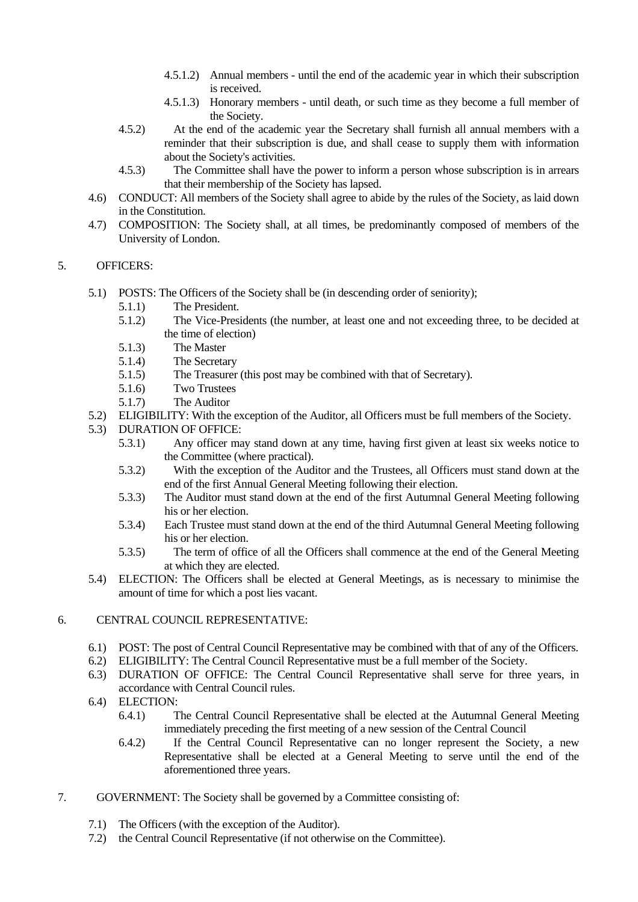- 4.5.1.2) Annual members - until the end of the academic year in which their subscription is received.
- 4.5.1.3) Honorary members - until death, or such time as they become a full member of the Society.

4.5.2) At the end of the academic year the Secretary shall furnish all annual members with a reminder that their subscription is due, and shall cease to supply them with information about the Society's activities.

4.5.3) The Committee shall have the power to inform a person whose subscription is in arrears that their membership of the Society has lapsed.

4.6) CONDUCT: All members of the Society shall agree to abide by the rules of the Society, as laid down in the Constitution.

4.7) COMPOSITION: The Society shall, at all times, be predominantly composed of members of the University of London.

5. OFFICERS:

5.1) POSTS: The Officers of the Society shall be (in descending order of seniority);

- 5.1.1) The President.
- 5.1.2) The Vice-Presidents (the number, at least one and not exceeding three, to be decided at the time of election)
- 5.1.3) The Master
- 5.1.4) The Secretary
- 5.1.5) The Treasurer (this post may be combined with that of Secretary).
- 5.1.6) Two Trustees
- 5.1.7) The Auditor

5.2) ELIGIBILITY: With the exception of the Auditor, all Officers must be full members of the Society.

5.3) DURATION OF OFFICE:

- 5.3.1) Any officer may stand down at any time, having first given at least six weeks notice to the Committee (where practical).
- 5.3.2) With the exception of the Auditor and the Trustees, all Officers must stand down at the end of the first Annual General Meeting following their election.
- 5.3.3) The Auditor must stand down at the end of the first Autumnal General Meeting following his or her election.
- 5.3.4) Each Trustee must stand down at the end of the third Autumnal General Meeting following his or her election.
- 5.3.5) The term of office of all the Officers shall commence at the end of the General Meeting at which they are elected.

5.4) ELECTION: The Officers shall be elected at General Meetings, as is necessary to minimise the amount of time for which a post lies vacant.

6. CENTRAL COUNCIL REPRESENTATIVE:

6.1) POST: The post of Central Council Representative may be combined with that of any of the Officers.

6.2) ELIGIBILITY: The Central Council Representative must be a full member of the Society.

6.3) DURATION OF OFFICE: The Central Council Representative shall serve for three years, in accordance with Central Council rules.

6.4) ELECTION:

- 6.4.1) The Central Council Representative shall be elected at the Autumnal General Meeting immediately preceding the first meeting of a new session of the Central Council
- 6.4.2) If the Central Council Representative can no longer represent the Society, a new Representative shall be elected at a General Meeting to serve until the end of the aforementioned three years.

7. GOVERNMENT: The Society shall be governed by a Committee consisting of:

7.1) The Officers (with the exception of the Auditor).

7.2) the Central Council Representative (if not otherwise on the Committee).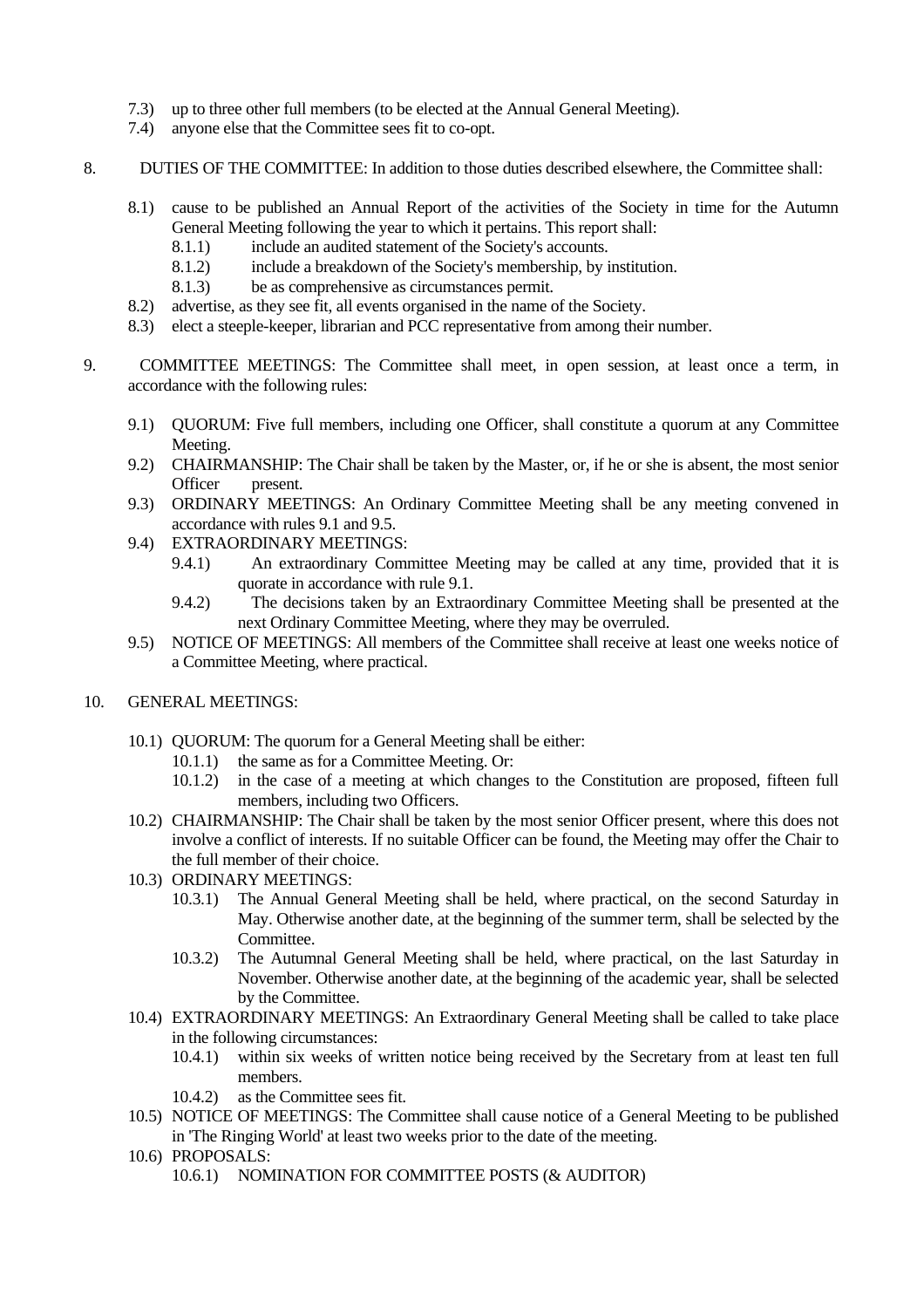7.3) up to three other full members (to be elected at the Annual General Meeting).
7.4) anyone else that the Committee sees fit to co-opt.

8. DUTIES OF THE COMMITTEE: In addition to those duties described elsewhere, the Committee shall:

8.1) cause to be published an Annual Report of the activities of the Society in time for the Autumn General Meeting following the year to which it pertains. This report shall:
  8.1.1) include an audited statement of the Society's accounts.
  8.1.2) include a breakdown of the Society's membership, by institution.
  8.1.3) be as comprehensive as circumstances permit.
8.2) advertise, as they see fit, all events organised in the name of the Society.
8.3) elect a steeple-keeper, librarian and PCC representative from among their number.

9. COMMITTEE MEETINGS: The Committee shall meet, in open session, at least once a term, in accordance with the following rules:

9.1) QUORUM: Five full members, including one Officer, shall constitute a quorum at any Committee Meeting.
9.2) CHAIRMANSHIP: The Chair shall be taken by the Master, or, if he or she is absent, the most senior Officer present.
9.3) ORDINARY MEETINGS: An Ordinary Committee Meeting shall be any meeting convened in accordance with rules 9.1 and 9.5.
9.4) EXTRAORDINARY MEETINGS:
  9.4.1) An extraordinary Committee Meeting may be called at any time, provided that it is quorate in accordance with rule 9.1.
  9.4.2) The decisions taken by an Extraordinary Committee Meeting shall be presented at the next Ordinary Committee Meeting, where they may be overruled.
9.5) NOTICE OF MEETINGS: All members of the Committee shall receive at least one weeks notice of a Committee Meeting, where practical.

10. GENERAL MEETINGS:

10.1) QUORUM: The quorum for a General Meeting shall be either:
  10.1.1) the same as for a Committee Meeting. Or:
  10.1.2) in the case of a meeting at which changes to the Constitution are proposed, fifteen full members, including two Officers.
10.2) CHAIRMANSHIP: The Chair shall be taken by the most senior Officer present, where this does not involve a conflict of interests. If no suitable Officer can be found, the Meeting may offer the Chair to the full member of their choice.
10.3) ORDINARY MEETINGS:
  10.3.1) The Annual General Meeting shall be held, where practical, on the second Saturday in May. Otherwise another date, at the beginning of the summer term, shall be selected by the Committee.
  10.3.2) The Autumnal General Meeting shall be held, where practical, on the last Saturday in November. Otherwise another date, at the beginning of the academic year, shall be selected by the Committee.
10.4) EXTRAORDINARY MEETINGS: An Extraordinary General Meeting shall be called to take place in the following circumstances:
  10.4.1) within six weeks of written notice being received by the Secretary from at least ten full members.
  10.4.2) as the Committee sees fit.
10.5) NOTICE OF MEETINGS: The Committee shall cause notice of a General Meeting to be published in 'The Ringing World' at least two weeks prior to the date of the meeting.
10.6) PROPOSALS:
  10.6.1) NOMINATION FOR COMMITTEE POSTS (& AUDITOR)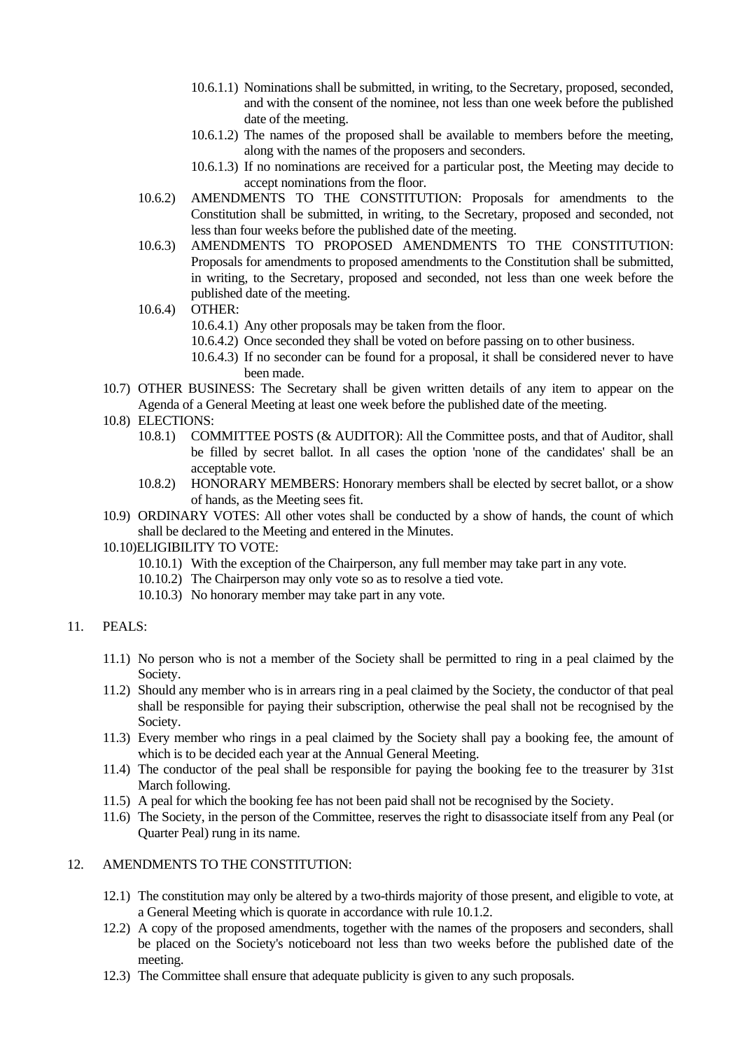- 10.6.1.1) Nominations shall be submitted, in writing, to the Secretary, proposed, seconded, and with the consent of the nominee, not less than one week before the published date of the meeting.
- 10.6.1.2) The names of the proposed shall be available to members before the meeting, along with the names of the proposers and seconders.
- 10.6.1.3) If no nominations are received for a particular post, the Meeting may decide to accept nominations from the floor.

10.6.2) AMENDMENTS TO THE CONSTITUTION: Proposals for amendments to the Constitution shall be submitted, in writing, to the Secretary, proposed and seconded, not less than four weeks before the published date of the meeting.

10.6.3) AMENDMENTS TO PROPOSED AMENDMENTS TO THE CONSTITUTION: Proposals for amendments to proposed amendments to the Constitution shall be submitted, in writing, to the Secretary, proposed and seconded, not less than one week before the published date of the meeting.

10.6.4) OTHER:

- 10.6.4.1) Any other proposals may be taken from the floor.
- 10.6.4.2) Once seconded they shall be voted on before passing on to other business.
- 10.6.4.3) If no seconder can be found for a proposal, it shall be considered never to have been made.

10.7) OTHER BUSINESS: The Secretary shall be given written details of any item to appear on the Agenda of a General Meeting at least one week before the published date of the meeting.

10.8) ELECTIONS:

- 10.8.1) COMMITTEE POSTS (& AUDITOR): All the Committee posts, and that of Auditor, shall be filled by secret ballot. In all cases the option 'none of the candidates' shall be an acceptable vote.
- 10.8.2) HONORARY MEMBERS: Honorary members shall be elected by secret ballot, or a show of hands, as the Meeting sees fit.

10.9) ORDINARY VOTES: All other votes shall be conducted by a show of hands, the count of which shall be declared to the Meeting and entered in the Minutes.

10.10) ELIGIBILITY TO VOTE:

- 10.10.1) With the exception of the Chairperson, any full member may take part in any vote.
- 10.10.2) The Chairperson may only vote so as to resolve a tied vote.
- 10.10.3) No honorary member may take part in any vote.

## 11. PEALS:

11.1) No person who is not a member of the Society shall be permitted to ring in a peal claimed by the Society.

11.2) Should any member who is in arrears ring in a peal claimed by the Society, the conductor of that peal shall be responsible for paying their subscription, otherwise the peal shall not be recognised by the Society.

11.3) Every member who rings in a peal claimed by the Society shall pay a booking fee, the amount of which is to be decided each year at the Annual General Meeting.

11.4) The conductor of the peal shall be responsible for paying the booking fee to the treasurer by 31st March following.

11.5) A peal for which the booking fee has not been paid shall not be recognised by the Society.

11.6) The Society, in the person of the Committee, reserves the right to disassociate itself from any Peal (or Quarter Peal) rung in its name.

## 12. AMENDMENTS TO THE CONSTITUTION:

12.1) The constitution may only be altered by a two-thirds majority of those present, and eligible to vote, at a General Meeting which is quorate in accordance with rule 10.1.2.

12.2) A copy of the proposed amendments, together with the names of the proposers and seconders, shall be placed on the Society's noticeboard not less than two weeks before the published date of the meeting.

12.3) The Committee shall ensure that adequate publicity is given to any such proposals.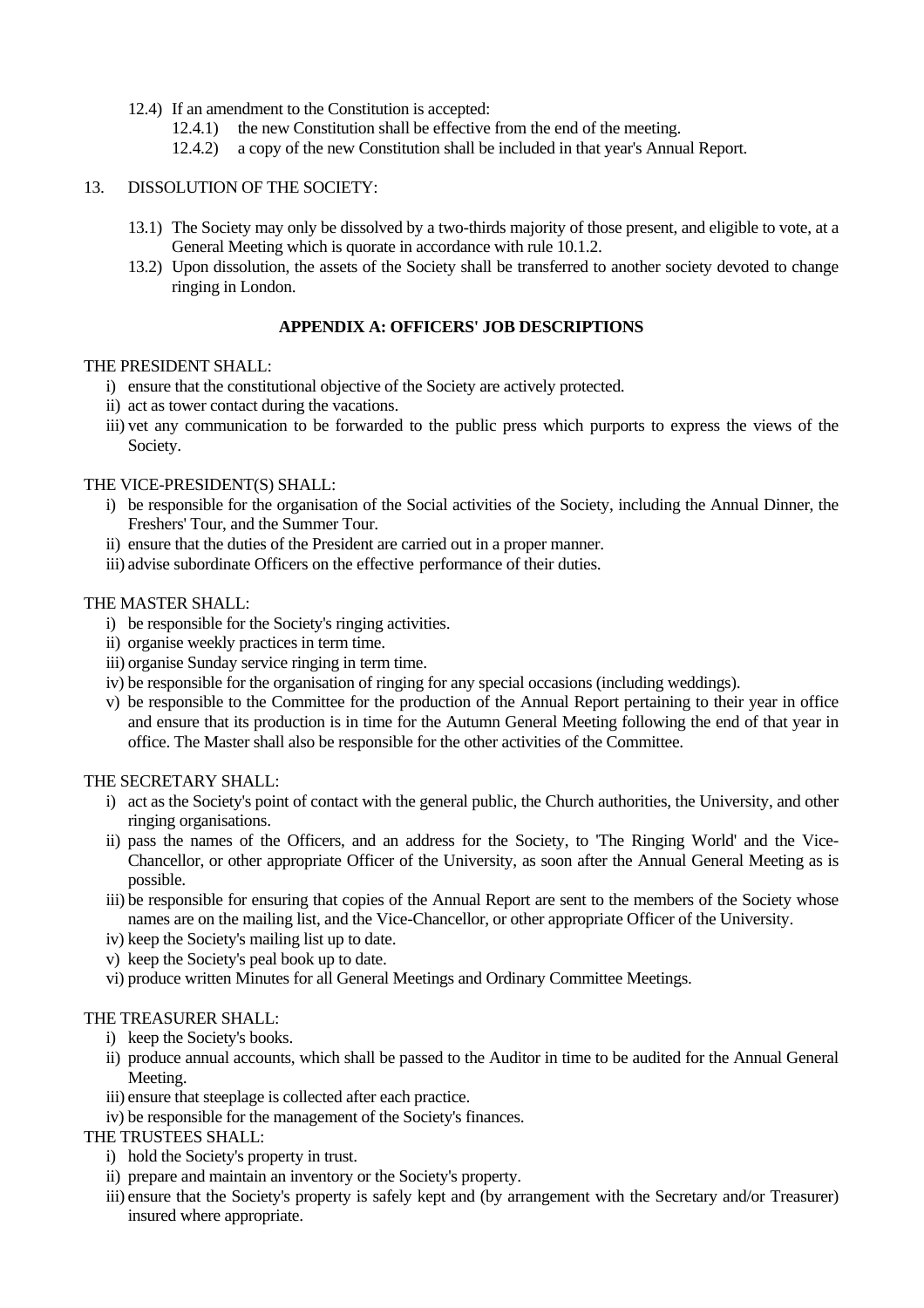12.4) If an amendment to the Constitution is accepted:

12.4.1) the new Constitution shall be effective from the end of the meeting.

12.4.2) a copy of the new Constitution shall be included in that year's Annual Report.

13. DISSOLUTION OF THE SOCIETY:

13.1) The Society may only be dissolved by a two-thirds majority of those present, and eligible to vote, at a General Meeting which is quorate in accordance with rule 10.1.2.

13.2) Upon dissolution, the assets of the Society shall be transferred to another society devoted to change ringing in London.

## APPENDIX A: OFFICERS' JOB DESCRIPTIONS

THE PRESIDENT SHALL:

i) ensure that the constitutional objective of the Society are actively protected.
ii) act as tower contact during the vacations.
iii) vet any communication to be forwarded to the public press which purports to express the views of the Society.

THE VICE-PRESIDENT(S) SHALL:

i) be responsible for the organisation of the Social activities of the Society, including the Annual Dinner, the Freshers' Tour, and the Summer Tour.
ii) ensure that the duties of the President are carried out in a proper manner.
iii) advise subordinate Officers on the effective performance of their duties.

THE MASTER SHALL:

i) be responsible for the Society's ringing activities.
ii) organise weekly practices in term time.
iii) organise Sunday service ringing in term time.
iv) be responsible for the organisation of ringing for any special occasions (including weddings).
v) be responsible to the Committee for the production of the Annual Report pertaining to their year in office and ensure that its production is in time for the Autumn General Meeting following the end of that year in office. The Master shall also be responsible for the other activities of the Committee.

THE SECRETARY SHALL:

i) act as the Society's point of contact with the general public, the Church authorities, the University, and other ringing organisations.
ii) pass the names of the Officers, and an address for the Society, to 'The Ringing World' and the Vice-Chancellor, or other appropriate Officer of the University, as soon after the Annual General Meeting as is possible.
iii) be responsible for ensuring that copies of the Annual Report are sent to the members of the Society whose names are on the mailing list, and the Vice-Chancellor, or other appropriate Officer of the University.
iv) keep the Society's mailing list up to date.
v) keep the Society's peal book up to date.
vi) produce written Minutes for all General Meetings and Ordinary Committee Meetings.

THE TREASURER SHALL:

i) keep the Society's books.
ii) produce annual accounts, which shall be passed to the Auditor in time to be audited for the Annual General Meeting.
iii) ensure that steeplage is collected after each practice.
iv) be responsible for the management of the Society's finances.

THE TRUSTEES SHALL:

i) hold the Society's property in trust.
ii) prepare and maintain an inventory or the Society's property.
iii) ensure that the Society's property is safely kept and (by arrangement with the Secretary and/or Treasurer) insured where appropriate.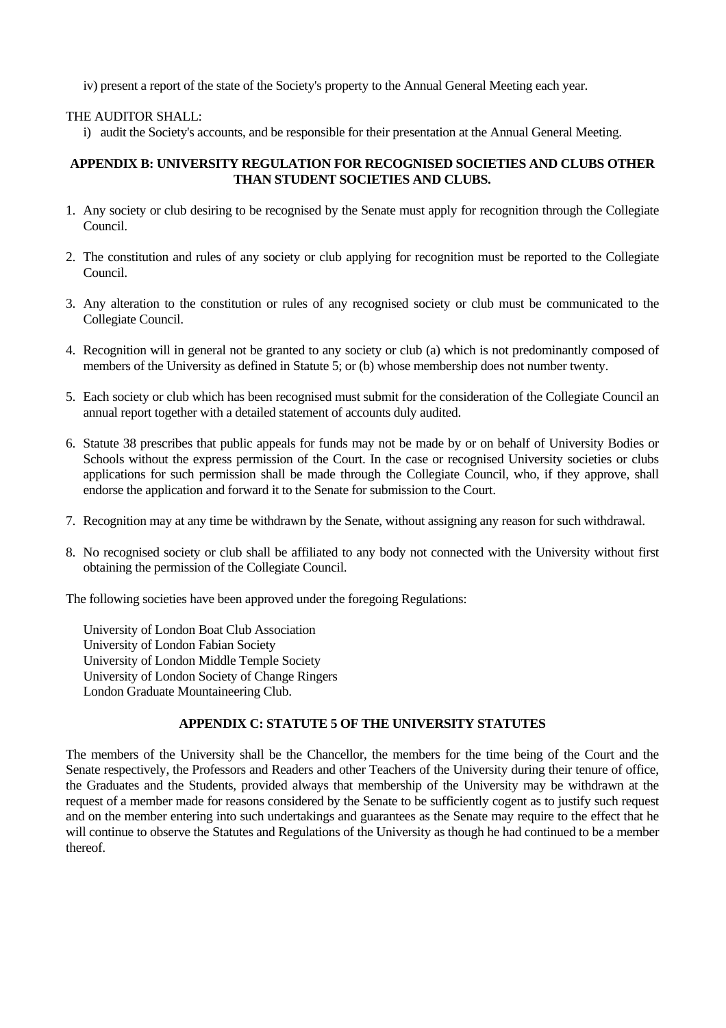iv) present a report of the state of the Society's property to the Annual General Meeting each year.

THE AUDITOR SHALL:

i) audit the Society's accounts, and be responsible for their presentation at the Annual General Meeting.

## APPENDIX B: UNIVERSITY REGULATION FOR RECOGNISED SOCIETIES AND CLUBS OTHER THAN STUDENT SOCIETIES AND CLUBS.

1. Any society or club desiring to be recognised by the Senate must apply for recognition through the Collegiate Council.

2. The constitution and rules of any society or club applying for recognition must be reported to the Collegiate Council.

3. Any alteration to the constitution or rules of any recognised society or club must be communicated to the Collegiate Council.

4. Recognition will in general not be granted to any society or club (a) which is not predominantly composed of members of the University as defined in Statute 5; or (b) whose membership does not number twenty.

5. Each society or club which has been recognised must submit for the consideration of the Collegiate Council an annual report together with a detailed statement of accounts duly audited.

6. Statute 38 prescribes that public appeals for funds may not be made by or on behalf of University Bodies or Schools without the express permission of the Court. In the case or recognised University societies or clubs applications for such permission shall be made through the Collegiate Council, who, if they approve, shall endorse the application and forward it to the Senate for submission to the Court.

7. Recognition may at any time be withdrawn by the Senate, without assigning any reason for such withdrawal.

8. No recognised society or club shall be affiliated to any body not connected with the University without first obtaining the permission of the Collegiate Council.

The following societies have been approved under the foregoing Regulations:

University of London Boat Club Association
University of London Fabian Society
University of London Middle Temple Society
University of London Society of Change Ringers
London Graduate Mountaineering Club.

## APPENDIX C: STATUTE 5 OF THE UNIVERSITY STATUTES

The members of the University shall be the Chancellor, the members for the time being of the Court and the Senate respectively, the Professors and Readers and other Teachers of the University during their tenure of office, the Graduates and the Students, provided always that membership of the University may be withdrawn at the request of a member made for reasons considered by the Senate to be sufficiently cogent as to justify such request and on the member entering into such undertakings and guarantees as the Senate may require to the effect that he will continue to observe the Statutes and Regulations of the University as though he had continued to be a member thereof.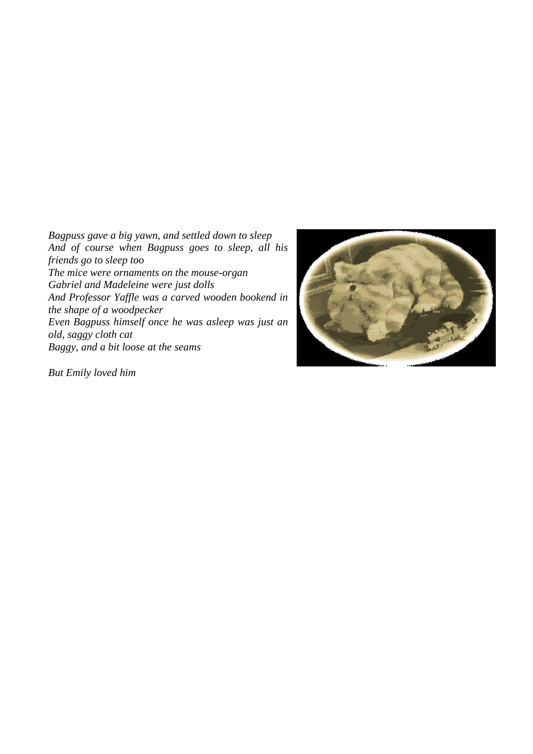*Bagpuss gave a big yawn, and settled down to sleep*
*And of course when Bagpuss goes to sleep, all his friends go to sleep too*
*The mice were ornaments on the mouse-organ*
*Gabriel and Madeleine were just dolls*
*And Professor Yaffle was a carved wooden bookend in the shape of a woodpecker*
*Even Bagpuss himself once he was asleep was just an old, saggy cloth cat*
*Baggy, and a bit loose at the seams*

*But Emily loved him*